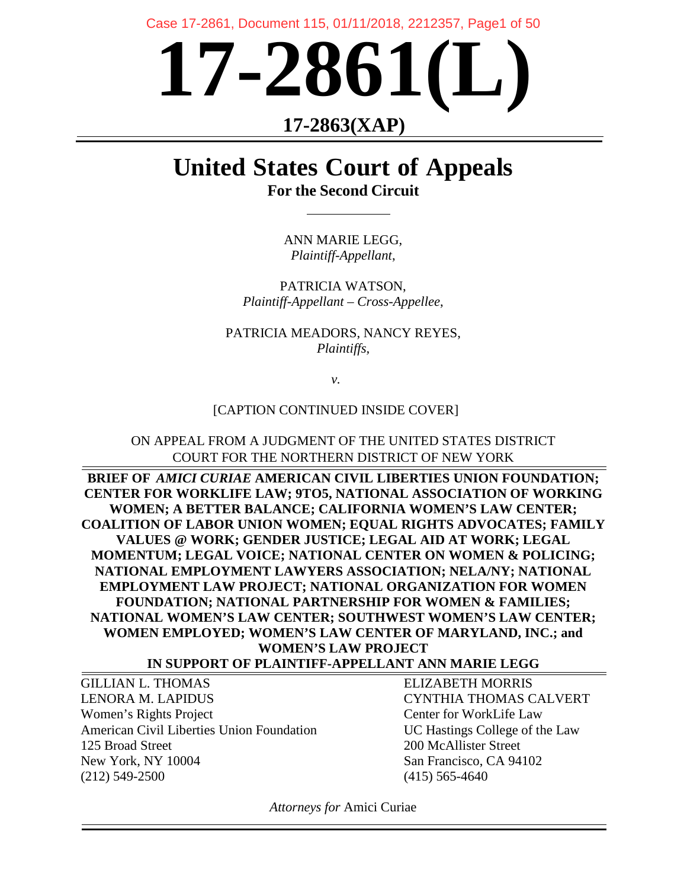# 17-2861(L)

## 17-2863(XAP)

# United States Court of Appeals

**For the Second Circuit**

ANN MARIE LEGG,
*Plaintiff-Appellant*,

PATRICIA WATSON,
*Plaintiff-Appellant – Cross-Appellee*,

PATRICIA MEADORS, NANCY REYES,
*Plaintiffs*,

*v.*

[CAPTION CONTINUED INSIDE COVER]

ON APPEAL FROM A JUDGMENT OF THE UNITED STATES DISTRICT COURT FOR THE NORTHERN DISTRICT OF NEW YORK

**BRIEF OF *AMICI CURIAE* AMERICAN CIVIL LIBERTIES UNION FOUNDATION; CENTER FOR WORKLIFE LAW; 9TO5, NATIONAL ASSOCIATION OF WORKING WOMEN; A BETTER BALANCE; CALIFORNIA WOMEN'S LAW CENTER; COALITION OF LABOR UNION WOMEN; EQUAL RIGHTS ADVOCATES; FAMILY VALUES @ WORK; GENDER JUSTICE; LEGAL AID AT WORK; LEGAL MOMENTUM; LEGAL VOICE; NATIONAL CENTER ON WOMEN & POLICING; NATIONAL EMPLOYMENT LAWYERS ASSOCIATION; NELA/NY; NATIONAL EMPLOYMENT LAW PROJECT; NATIONAL ORGANIZATION FOR WOMEN FOUNDATION; NATIONAL PARTNERSHIP FOR WOMEN & FAMILIES; NATIONAL WOMEN'S LAW CENTER; SOUTHWEST WOMEN'S LAW CENTER; WOMEN EMPLOYED; WOMEN'S LAW CENTER OF MARYLAND, INC.; and WOMEN'S LAW PROJECT**

**IN SUPPORT OF PLAINTIFF-APPELLANT ANN MARIE LEGG**

GILLIAN L. THOMAS
LENORA M. LAPIDUS
Women's Rights Project
American Civil Liberties Union Foundation
125 Broad Street
New York, NY 10004
(212) 549-2500

ELIZABETH MORRIS
CYNTHIA THOMAS CALVERT
Center for WorkLife Law
UC Hastings College of the Law
200 McAllister Street
San Francisco, CA 94102
(415) 565-4640

*Attorneys for* Amici Curiae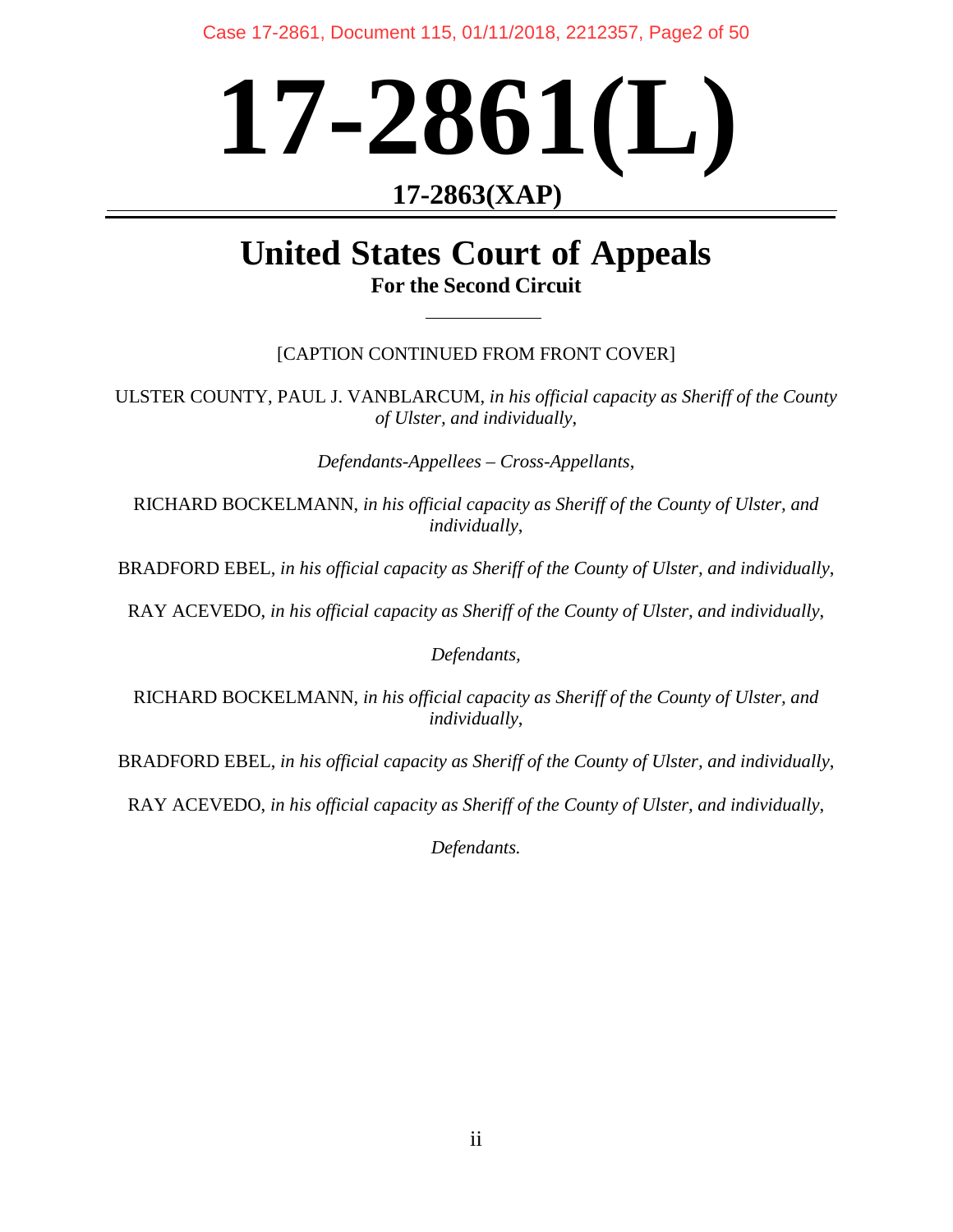# 17-2861(L)

## 17-2863(XAP)

# United States Court of Appeals

**For the Second Circuit**

[CAPTION CONTINUED FROM FRONT COVER]

ULSTER COUNTY, PAUL J. VANBLARCUM, *in his official capacity as Sheriff of the County of Ulster, and individually*,

*Defendants-Appellees – Cross-Appellants*,

RICHARD BOCKELMANN, *in his official capacity as Sheriff of the County of Ulster, and individually*,

BRADFORD EBEL, *in his official capacity as Sheriff of the County of Ulster, and individually*,

RAY ACEVEDO, *in his official capacity as Sheriff of the County of Ulster, and individually*,

*Defendants*,

RICHARD BOCKELMANN, *in his official capacity as Sheriff of the County of Ulster, and individually*,

BRADFORD EBEL, *in his official capacity as Sheriff of the County of Ulster, and individually*,

RAY ACEVEDO, *in his official capacity as Sheriff of the County of Ulster, and individually*,

*Defendants.*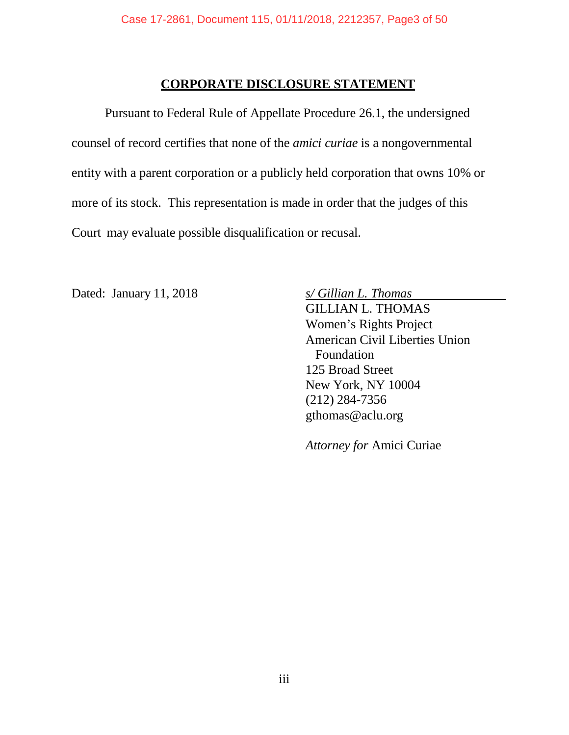## CORPORATE DISCLOSURE STATEMENT

Pursuant to Federal Rule of Appellate Procedure 26.1, the undersigned counsel of record certifies that none of the *amici curiae* is a nongovernmental entity with a parent corporation or a publicly held corporation that owns 10% or more of its stock. This representation is made in order that the judges of this Court may evaluate possible disqualification or recusal.

Dated: January 11, 2018

*s/ Gillian L. Thomas*
GILLIAN L. THOMAS
Women's Rights Project
American Civil Liberties Union Foundation
125 Broad Street
New York, NY 10004
(212) 284-7356
gthomas@aclu.org

*Attorney for* Amici Curiae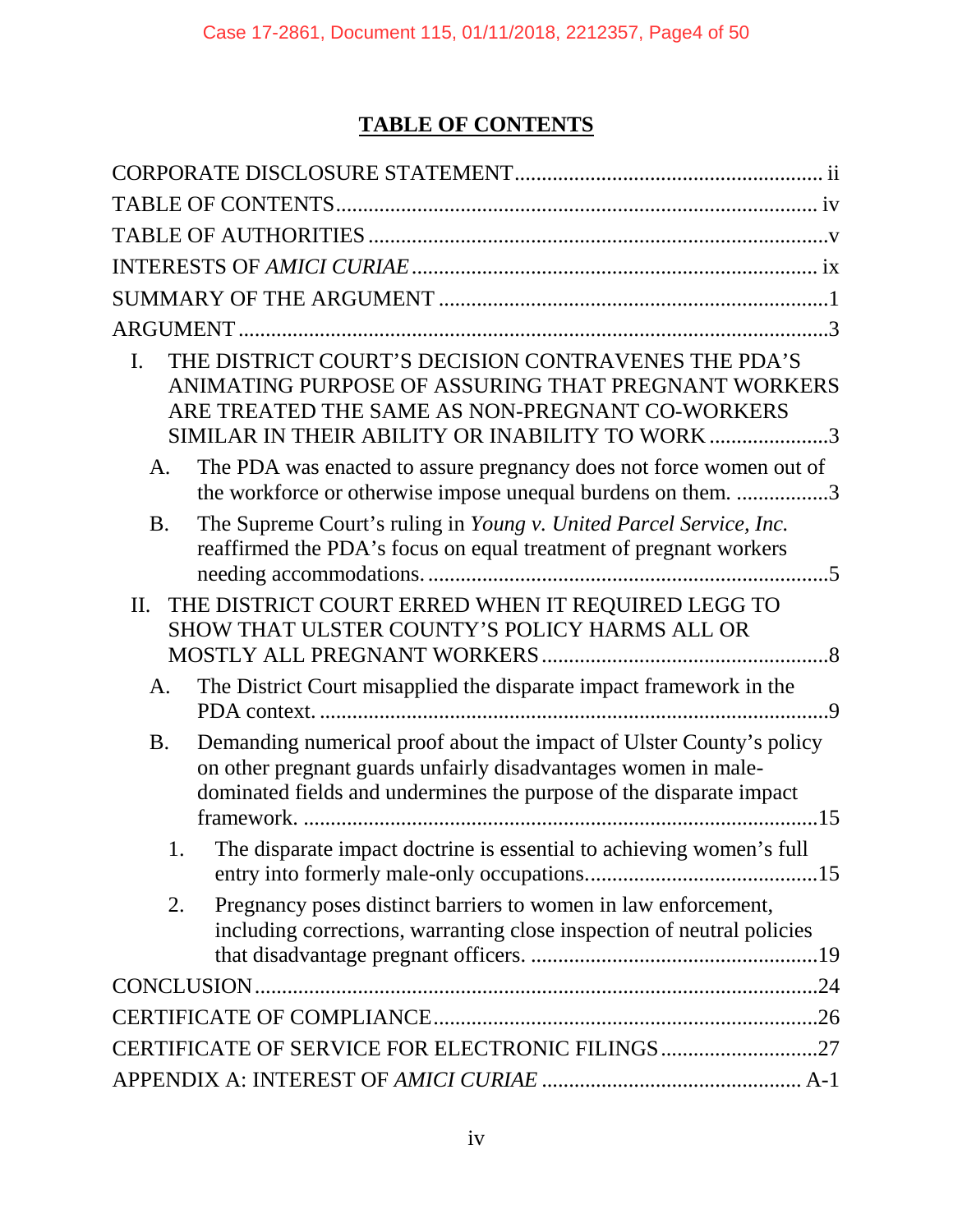# TABLE OF CONTENTS

CORPORATE DISCLOSURE STATEMENT ........................................................ ii

TABLE OF CONTENTS ........................................................................................ iv

TABLE OF AUTHORITIES .....................................................................................v

INTERESTS OF *AMICI CURIAE* ......................................................................... ix

SUMMARY OF THE ARGUMENT .......................................................................1

ARGUMENT ...........................................................................................................3

I. THE DISTRICT COURT'S DECISION CONTRAVENES THE PDA'S ANIMATING PURPOSE OF ASSURING THAT PREGNANT WORKERS ARE TREATED THE SAME AS NON-PREGNANT CO-WORKERS SIMILAR IN THEIR ABILITY OR INABILITY TO WORK .....................3

   A. The PDA was enacted to assure pregnancy does not force women out of the workforce or otherwise impose unequal burdens on them. ................3

   B. The Supreme Court's ruling in *Young v. United Parcel Service, Inc.* reaffirmed the PDA's focus on equal treatment of pregnant workers needing accommodations. .......................................................................5

II. THE DISTRICT COURT ERRED WHEN IT REQUIRED LEGG TO SHOW THAT ULSTER COUNTY'S POLICY HARMS ALL OR MOSTLY ALL PREGNANT WORKERS ....................................................8

   A. The District Court misapplied the disparate impact framework in the PDA context. ..........................................................................................9

   B. Demanding numerical proof about the impact of Ulster County's policy on other pregnant guards unfairly disadvantages women in male-dominated fields and undermines the purpose of the disparate impact framework. .............................................................................................15

      1. The disparate impact doctrine is essential to achieving women's full entry into formerly male-only occupations..........................................15

      2. Pregnancy poses distinct barriers to women in law enforcement, including corrections, warranting close inspection of neutral policies that disadvantage pregnant officers. ....................................................19

CONCLUSION ......................................................................................................24

CERTIFICATE OF COMPLIANCE .......................................................................26

CERTIFICATE OF SERVICE FOR ELECTRONIC FILINGS .............................27

APPENDIX A: INTEREST OF *AMICI CURIAE* ................................................ A-1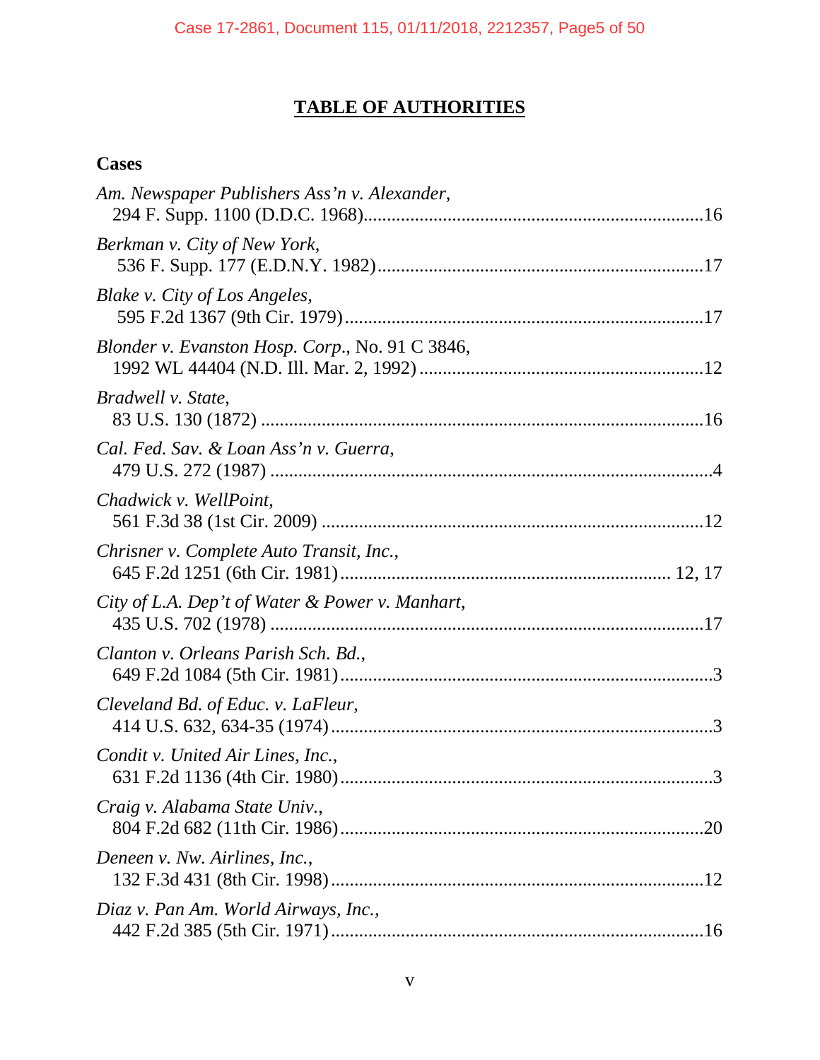# TABLE OF AUTHORITIES

## Cases

*Am. Newspaper Publishers Ass'n v. Alexander*, 294 F. Supp. 1100 (D.D.C. 1968)........................................................................16

*Berkman v. City of New York*, 536 F. Supp. 177 (E.D.N.Y. 1982)....................................................................17

*Blake v. City of Los Angeles*, 595 F.2d 1367 (9th Cir. 1979)............................................................................17

*Blonder v. Evanston Hosp. Corp.*, No. 91 C 3846, 1992 WL 44404 (N.D. Ill. Mar. 2, 1992)............................................................12

*Bradwell v. State*, 83 U.S. 130 (1872)..............................................................................................16

*Cal. Fed. Sav. & Loan Ass'n v. Guerra*, 479 U.S. 272 (1987)..............................................................................................4

*Chadwick v. WellPoint*, 561 F.3d 38 (1st Cir. 2009)................................................................................12

*Chrisner v. Complete Auto Transit, Inc.*, 645 F.2d 1251 (6th Cir. 1981)........................................................................ 12, 17

*City of L.A. Dep't of Water & Power v. Manhart*, 435 U.S. 702 (1978)............................................................................................17

*Clanton v. Orleans Parish Sch. Bd.*, 649 F.2d 1084 (5th Cir. 1981)..............................................................................3

*Cleveland Bd. of Educ. v. LaFleur*, 414 U.S. 632, 634-35 (1974)................................................................................3

*Condit v. United Air Lines, Inc.*, 631 F.2d 1136 (4th Cir. 1980)..............................................................................3

*Craig v. Alabama State Univ.*, 804 F.2d 682 (11th Cir. 1986)............................................................................20

*Deneen v. Nw. Airlines, Inc.*, 132 F.3d 431 (8th Cir. 1998)..............................................................................12

*Diaz v. Pan Am. World Airways, Inc.*, 442 F.2d 385 (5th Cir. 1971)..............................................................................16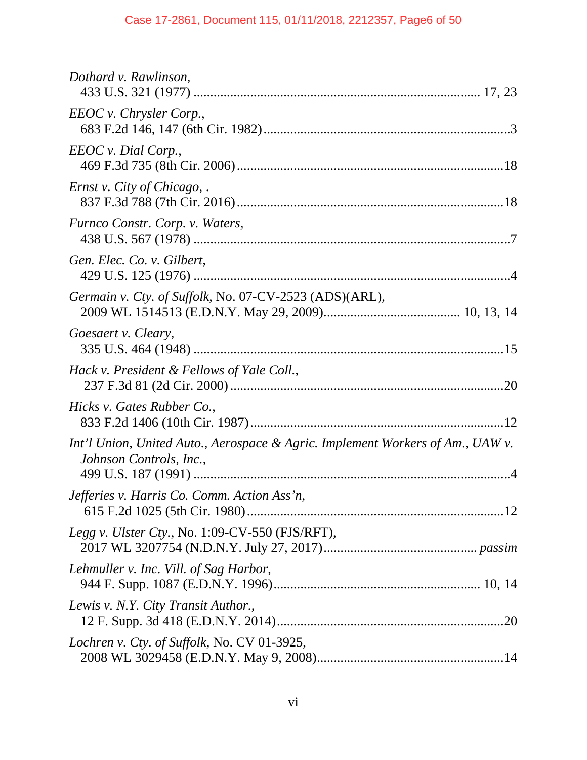*Dothard v. Rawlinson*,
433 U.S. 321 (1977) .................................................................................... 17, 23

*EEOC v. Chrysler Corp.*,
683 F.2d 146, 147 (6th Cir. 1982)........................................................................3

*EEOC v. Dial Corp.*,
469 F.3d 735 (8th Cir. 2006)...............................................................................18

*Ernst v. City of Chicago*, .
837 F.3d 788 (7th Cir. 2016)...............................................................................18

*Furnco Constr. Corp. v. Waters*,
438 U.S. 567 (1978) .............................................................................................7

*Gen. Elec. Co. v. Gilbert*,
429 U.S. 125 (1976) .............................................................................................4

*Germain v. Cty. of Suffolk*, No. 07-CV-2523 (ADS)(ARL),
2009 WL 1514513 (E.D.N.Y. May 29, 2009)........................................ 10, 13, 14

*Goesaert v. Cleary*,
335 U.S. 464 (1948) ...........................................................................................15

*Hack v. President & Fellows of Yale Coll.*,
237 F.3d 81 (2d Cir. 2000) .................................................................................20

*Hicks v. Gates Rubber Co.*,
833 F.2d 1406 (10th Cir. 1987)...........................................................................12

*Int'l Union, United Auto., Aerospace & Agric. Implement Workers of Am., UAW v. Johnson Controls, Inc.*,
499 U.S. 187 (1991) .............................................................................................4

*Jefferies v. Harris Co. Comm. Action Ass'n*,
615 F.2d 1025 (5th Cir. 1980)............................................................................12

*Legg v. Ulster Cty.*, No. 1:09-CV-550 (FJS/RFT),
2017 WL 3207754 (N.D.N.Y. July 27, 2017)............................................. *passim*

*Lehmuller v. Inc. Vill. of Sag Harbor*,
944 F. Supp. 1087 (E.D.N.Y. 1996)............................................................. 10, 14

*Lewis v. N.Y. City Transit Author.*,
12 F. Supp. 3d 418 (E.D.N.Y. 2014)...................................................................20

*Lochren v. Cty. of Suffolk*, No. CV 01-3925,
2008 WL 3029458 (E.D.N.Y. May 9, 2008).......................................................14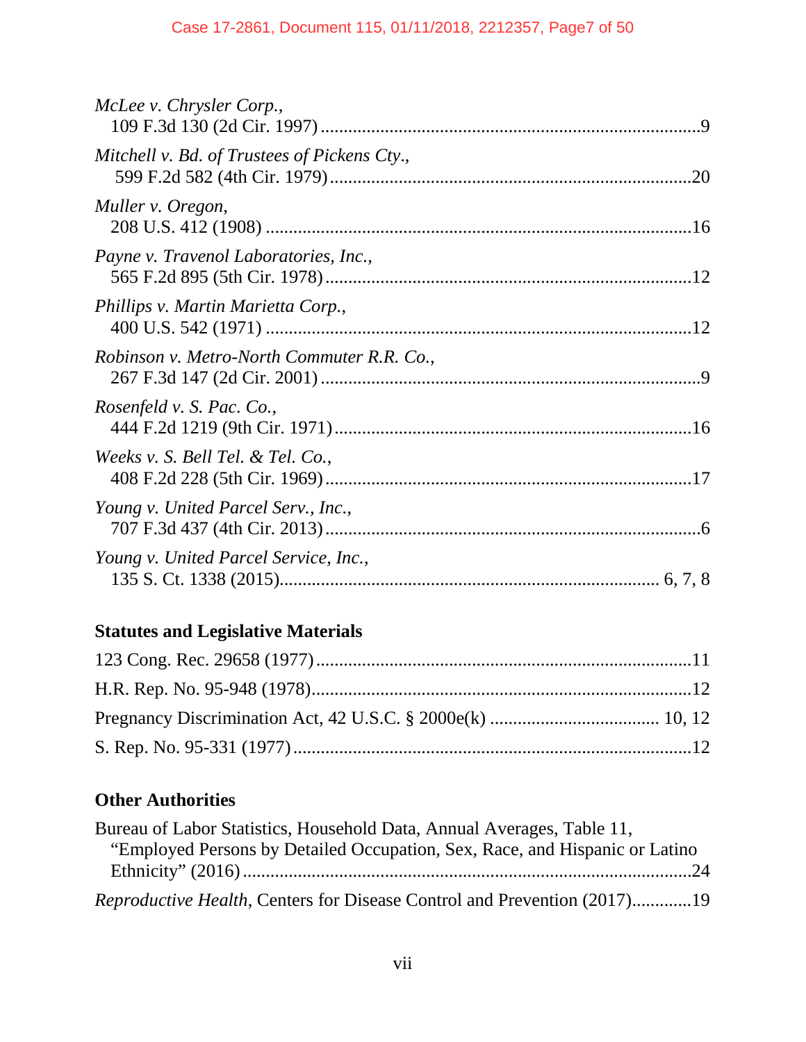*McLee v. Chrysler Corp.*,
109 F.3d 130 (2d Cir. 1997) ..................................................................................9

*Mitchell v. Bd. of Trustees of Pickens Cty.*,
599 F.2d 582 (4th Cir. 1979) ..............................................................................20

*Muller v. Oregon*,
208 U.S. 412 (1908) ............................................................................................16

*Payne v. Travenol Laboratories, Inc.*,
565 F.2d 895 (5th Cir. 1978) ...............................................................................12

*Phillips v. Martin Marietta Corp.*,
400 U.S. 542 (1971) ............................................................................................12

*Robinson v. Metro-North Commuter R.R. Co.*,
267 F.3d 147 (2d Cir. 2001) ..................................................................................9

*Rosenfeld v. S. Pac. Co.*,
444 F.2d 1219 (9th Cir. 1971) .............................................................................16

*Weeks v. S. Bell Tel. & Tel. Co.*,
408 F.2d 228 (5th Cir. 1969) ...............................................................................17

*Young v. United Parcel Serv., Inc.*,
707 F.3d 437 (4th Cir. 2013) .................................................................................6

*Young v. United Parcel Service, Inc.*,
135 S. Ct. 1338 (2015)................................................................................. 6, 7, 8

## Statutes and Legislative Materials

123 Cong. Rec. 29658 (1977) ................................................................................11

H.R. Rep. No. 95-948 (1978).................................................................................12

Pregnancy Discrimination Act, 42 U.S.C. § 2000e(k) .................................... 10, 12

S. Rep. No. 95-331 (1977) .....................................................................................12

## Other Authorities

Bureau of Labor Statistics, Household Data, Annual Averages, Table 11, "Employed Persons by Detailed Occupation, Sex, Race, and Hispanic or Latino Ethnicity" (2016) ..................................................................................24

*Reproductive Health*, Centers for Disease Control and Prevention (2017).............19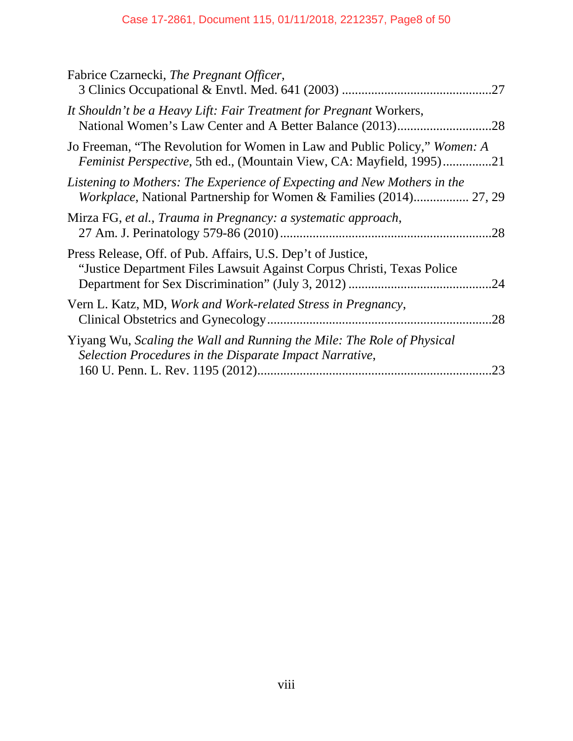Fabrice Czarnecki, *The Pregnant Officer*,
3 Clinics Occupational & Envtl. Med. 641 (2003) ..............................................27

*It Shouldn't be a Heavy Lift: Fair Treatment for Pregnant* Workers,
National Women's Law Center and A Better Balance (2013).............................28

Jo Freeman, "The Revolution for Women in Law and Public Policy," *Women: A Feminist Perspective*, 5th ed., (Mountain View, CA: Mayfield, 1995)...............21

*Listening to Mothers: The Experience of Expecting and New Mothers in the Workplace*, National Partnership for Women & Families (2014)................. 27, 29

Mirza FG, *et al.*, *Trauma in Pregnancy: a systematic approach*,
27 Am. J. Perinatology 579-86 (2010).................................................................28

Press Release, Off. of Pub. Affairs, U.S. Dep't of Justice,
"Justice Department Files Lawsuit Against Corpus Christi, Texas Police Department for Sex Discrimination" (July 3, 2012) ............................................24

Vern L. Katz, MD, *Work and Work-related Stress in Pregnancy*,
Clinical Obstetrics and Gynecology.....................................................................28

Yiyang Wu, *Scaling the Wall and Running the Mile: The Role of Physical Selection Procedures in the Disparate Impact Narrative*,
160 U. Penn. L. Rev. 1195 (2012)........................................................................23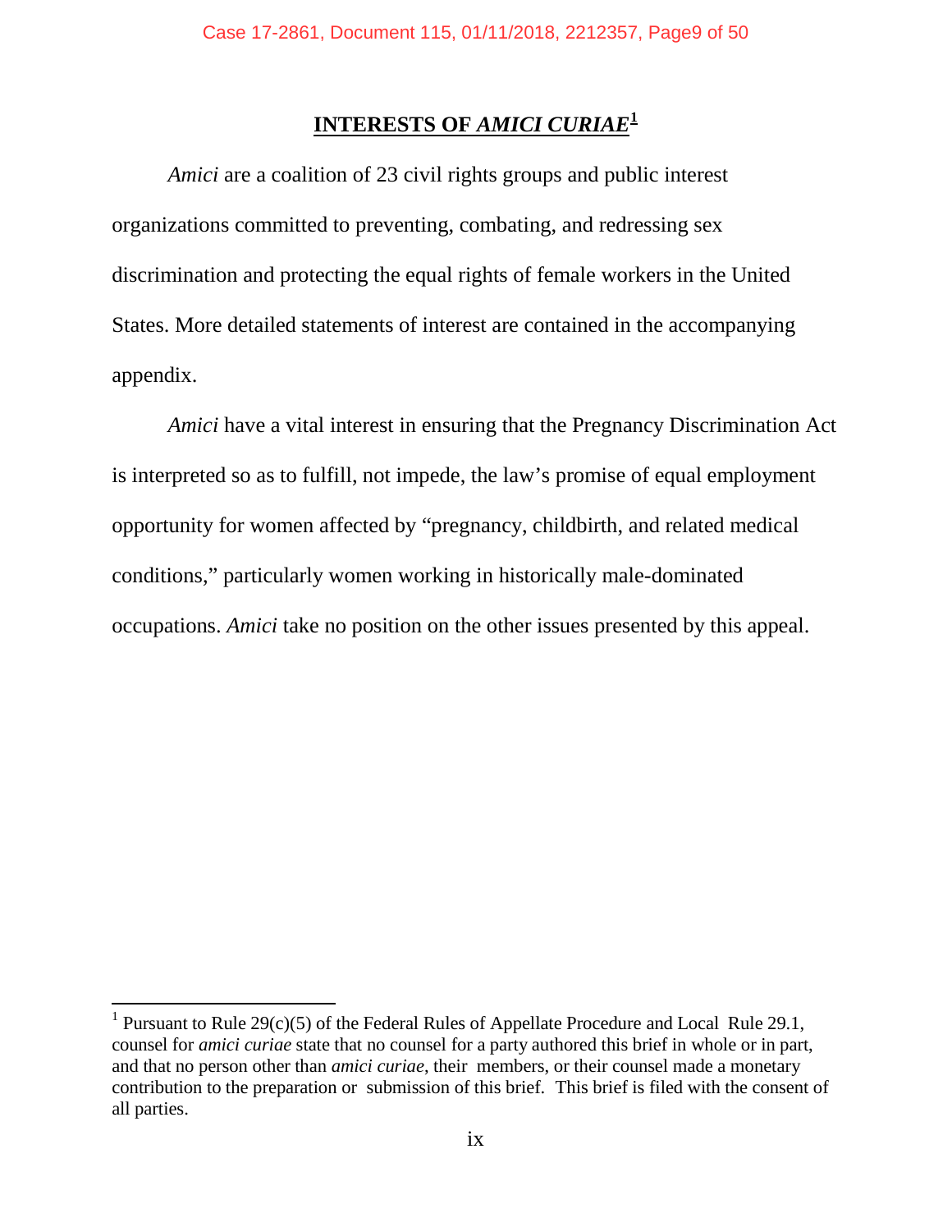## INTERESTS OF *AMICI CURIAE*[1]

*Amici* are a coalition of 23 civil rights groups and public interest organizations committed to preventing, combating, and redressing sex discrimination and protecting the equal rights of female workers in the United States. More detailed statements of interest are contained in the accompanying appendix.

*Amici* have a vital interest in ensuring that the Pregnancy Discrimination Act is interpreted so as to fulfill, not impede, the law's promise of equal employment opportunity for women affected by "pregnancy, childbirth, and related medical conditions," particularly women working in historically male-dominated occupations. *Amici* take no position on the other issues presented by this appeal.

---

[1] Pursuant to Rule 29(c)(5) of the Federal Rules of Appellate Procedure and Local Rule 29.1, counsel for *amici curiae* state that no counsel for a party authored this brief in whole or in part, and that no person other than *amici curiae*, their members, or their counsel made a monetary contribution to the preparation or submission of this brief. This brief is filed with the consent of all parties.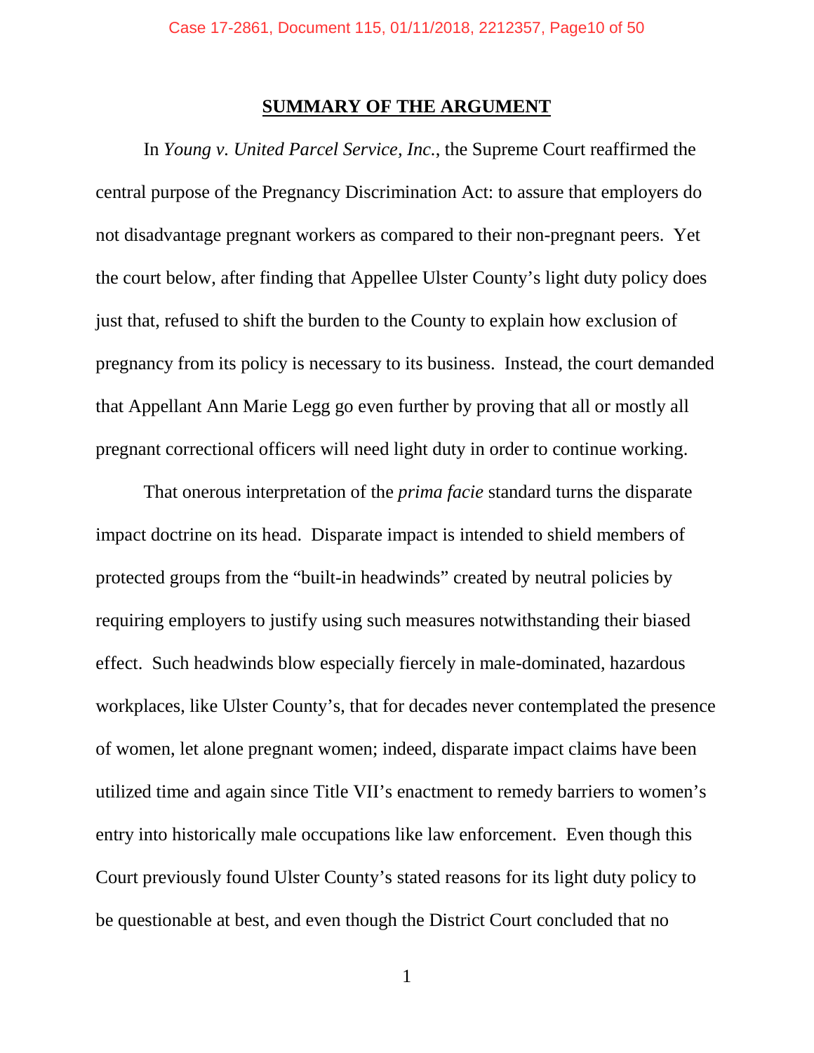## SUMMARY OF THE ARGUMENT

In *Young v. United Parcel Service, Inc.*, the Supreme Court reaffirmed the central purpose of the Pregnancy Discrimination Act: to assure that employers do not disadvantage pregnant workers as compared to their non-pregnant peers. Yet the court below, after finding that Appellee Ulster County's light duty policy does just that, refused to shift the burden to the County to explain how exclusion of pregnancy from its policy is necessary to its business. Instead, the court demanded that Appellant Ann Marie Legg go even further by proving that all or mostly all pregnant correctional officers will need light duty in order to continue working.

That onerous interpretation of the *prima facie* standard turns the disparate impact doctrine on its head. Disparate impact is intended to shield members of protected groups from the "built-in headwinds" created by neutral policies by requiring employers to justify using such measures notwithstanding their biased effect. Such headwinds blow especially fiercely in male-dominated, hazardous workplaces, like Ulster County's, that for decades never contemplated the presence of women, let alone pregnant women; indeed, disparate impact claims have been utilized time and again since Title VII's enactment to remedy barriers to women's entry into historically male occupations like law enforcement. Even though this Court previously found Ulster County's stated reasons for its light duty policy to be questionable at best, and even though the District Court concluded that no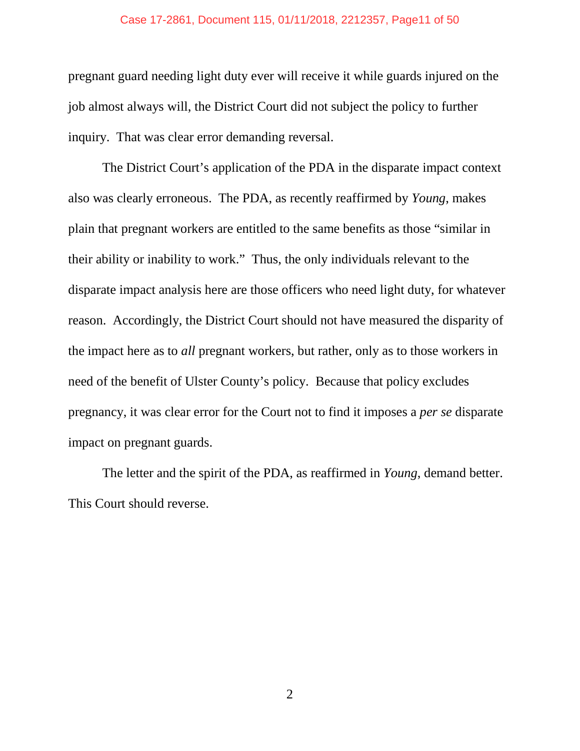pregnant guard needing light duty ever will receive it while guards injured on the job almost always will, the District Court did not subject the policy to further inquiry. That was clear error demanding reversal.

The District Court's application of the PDA in the disparate impact context also was clearly erroneous. The PDA, as recently reaffirmed by *Young*, makes plain that pregnant workers are entitled to the same benefits as those "similar in their ability or inability to work." Thus, the only individuals relevant to the disparate impact analysis here are those officers who need light duty, for whatever reason. Accordingly, the District Court should not have measured the disparity of the impact here as to *all* pregnant workers, but rather, only as to those workers in need of the benefit of Ulster County's policy. Because that policy excludes pregnancy, it was clear error for the Court not to find it imposes a *per se* disparate impact on pregnant guards.

The letter and the spirit of the PDA, as reaffirmed in *Young*, demand better. This Court should reverse.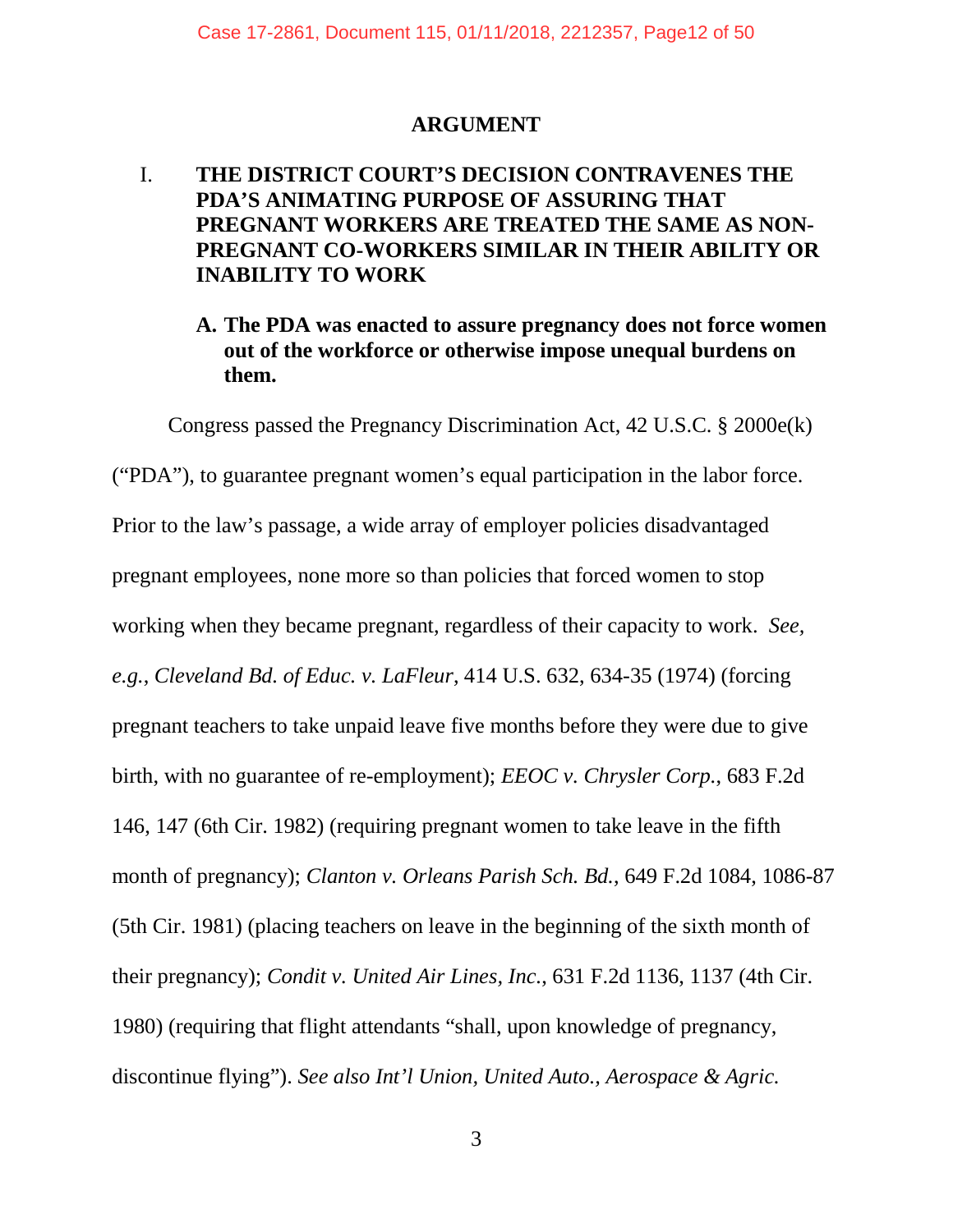# ARGUMENT

## I. THE DISTRICT COURT'S DECISION CONTRAVENES THE PDA'S ANIMATING PURPOSE OF ASSURING THAT PREGNANT WORKERS ARE TREATED THE SAME AS NON-PREGNANT CO-WORKERS SIMILAR IN THEIR ABILITY OR INABILITY TO WORK

### A. The PDA was enacted to assure pregnancy does not force women out of the workforce or otherwise impose unequal burdens on them.

Congress passed the Pregnancy Discrimination Act, 42 U.S.C. § 2000e(k) ("PDA"), to guarantee pregnant women's equal participation in the labor force. Prior to the law's passage, a wide array of employer policies disadvantaged pregnant employees, none more so than policies that forced women to stop working when they became pregnant, regardless of their capacity to work. *See, e.g.*, *Cleveland Bd. of Educ. v. LaFleur*, 414 U.S. 632, 634-35 (1974) (forcing pregnant teachers to take unpaid leave five months before they were due to give birth, with no guarantee of re-employment); *EEOC v. Chrysler Corp.*, 683 F.2d 146, 147 (6th Cir. 1982) (requiring pregnant women to take leave in the fifth month of pregnancy); *Clanton v. Orleans Parish Sch. Bd.*, 649 F.2d 1084, 1086-87 (5th Cir. 1981) (placing teachers on leave in the beginning of the sixth month of their pregnancy); *Condit v. United Air Lines, Inc.*, 631 F.2d 1136, 1137 (4th Cir. 1980) (requiring that flight attendants "shall, upon knowledge of pregnancy, discontinue flying"). *See also Int'l Union, United Auto., Aerospace & Agric.*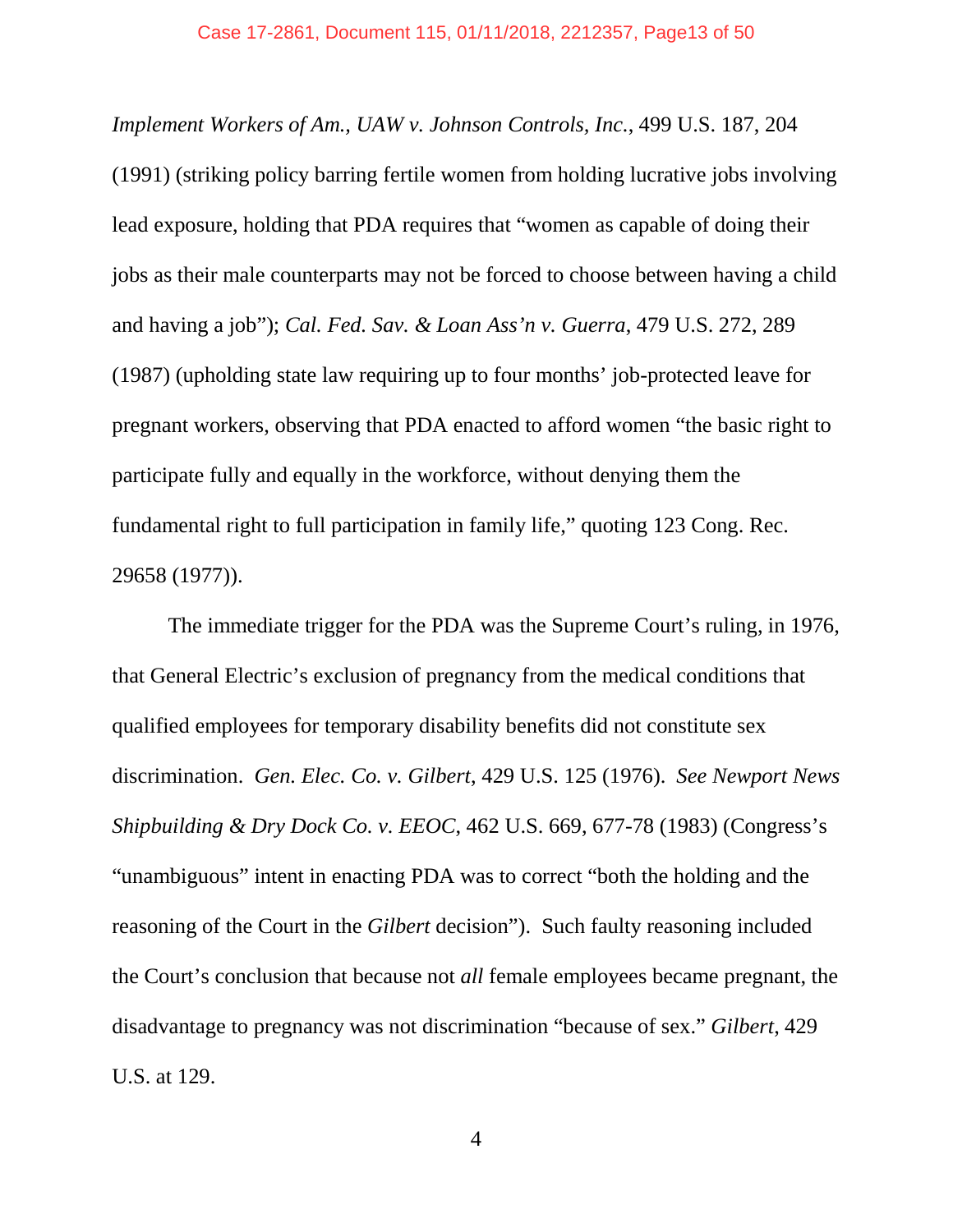*Implement Workers of Am., UAW v. Johnson Controls, Inc.*, 499 U.S. 187, 204 (1991) (striking policy barring fertile women from holding lucrative jobs involving lead exposure, holding that PDA requires that "women as capable of doing their jobs as their male counterparts may not be forced to choose between having a child and having a job"); *Cal. Fed. Sav. & Loan Ass'n v. Guerra*, 479 U.S. 272, 289 (1987) (upholding state law requiring up to four months' job-protected leave for pregnant workers, observing that PDA enacted to afford women "the basic right to participate fully and equally in the workforce, without denying them the fundamental right to full participation in family life," quoting 123 Cong. Rec. 29658 (1977)).

The immediate trigger for the PDA was the Supreme Court's ruling, in 1976, that General Electric's exclusion of pregnancy from the medical conditions that qualified employees for temporary disability benefits did not constitute sex discrimination. *Gen. Elec. Co. v. Gilbert*, 429 U.S. 125 (1976). *See Newport News Shipbuilding & Dry Dock Co. v. EEOC*, 462 U.S. 669, 677-78 (1983) (Congress's "unambiguous" intent in enacting PDA was to correct "both the holding and the reasoning of the Court in the *Gilbert* decision"). Such faulty reasoning included the Court's conclusion that because not *all* female employees became pregnant, the disadvantage to pregnancy was not discrimination "because of sex." *Gilbert*, 429 U.S. at 129.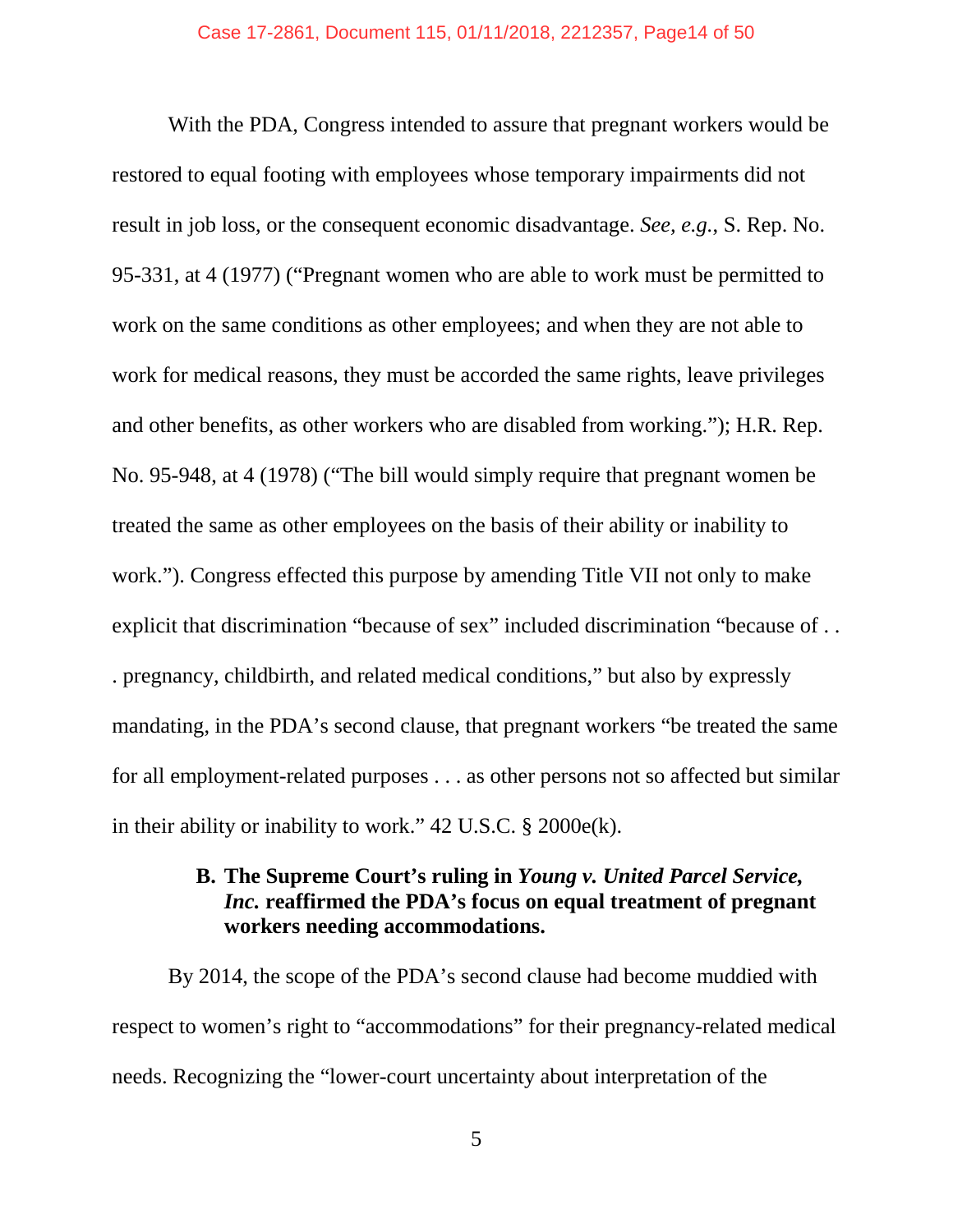With the PDA, Congress intended to assure that pregnant workers would be restored to equal footing with employees whose temporary impairments did not result in job loss, or the consequent economic disadvantage. *See, e.g.*, S. Rep. No. 95-331, at 4 (1977) ("Pregnant women who are able to work must be permitted to work on the same conditions as other employees; and when they are not able to work for medical reasons, they must be accorded the same rights, leave privileges and other benefits, as other workers who are disabled from working."); H.R. Rep. No. 95-948, at 4 (1978) ("The bill would simply require that pregnant women be treated the same as other employees on the basis of their ability or inability to work."). Congress effected this purpose by amending Title VII not only to make explicit that discrimination "because of sex" included discrimination "because of . . . pregnancy, childbirth, and related medical conditions," but also by expressly mandating, in the PDA's second clause, that pregnant workers "be treated the same for all employment-related purposes . . . as other persons not so affected but similar in their ability or inability to work." 42 U.S.C. § 2000e(k).

### B. The Supreme Court's ruling in *Young v. United Parcel Service, Inc.* reaffirmed the PDA's focus on equal treatment of pregnant workers needing accommodations.

By 2014, the scope of the PDA's second clause had become muddied with respect to women's right to "accommodations" for their pregnancy-related medical needs. Recognizing the "lower-court uncertainty about interpretation of the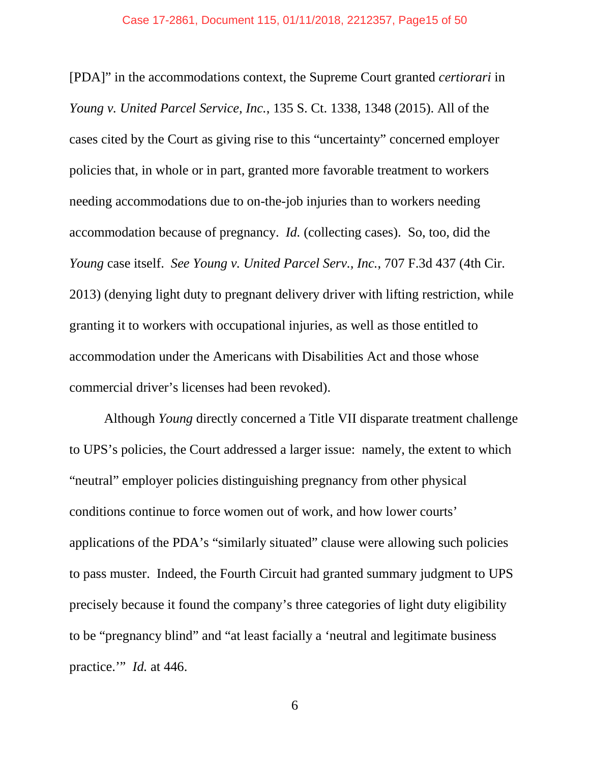[PDA]" in the accommodations context, the Supreme Court granted *certiorari* in *Young v. United Parcel Service, Inc.*, 135 S. Ct. 1338, 1348 (2015). All of the cases cited by the Court as giving rise to this "uncertainty" concerned employer policies that, in whole or in part, granted more favorable treatment to workers needing accommodations due to on-the-job injuries than to workers needing accommodation because of pregnancy. *Id.* (collecting cases). So, too, did the *Young* case itself. *See Young v. United Parcel Serv., Inc.*, 707 F.3d 437 (4th Cir. 2013) (denying light duty to pregnant delivery driver with lifting restriction, while granting it to workers with occupational injuries, as well as those entitled to accommodation under the Americans with Disabilities Act and those whose commercial driver's licenses had been revoked).

Although *Young* directly concerned a Title VII disparate treatment challenge to UPS's policies, the Court addressed a larger issue: namely, the extent to which "neutral" employer policies distinguishing pregnancy from other physical conditions continue to force women out of work, and how lower courts' applications of the PDA's "similarly situated" clause were allowing such policies to pass muster. Indeed, the Fourth Circuit had granted summary judgment to UPS precisely because it found the company's three categories of light duty eligibility to be "pregnancy blind" and "at least facially a 'neutral and legitimate business practice.'" *Id.* at 446.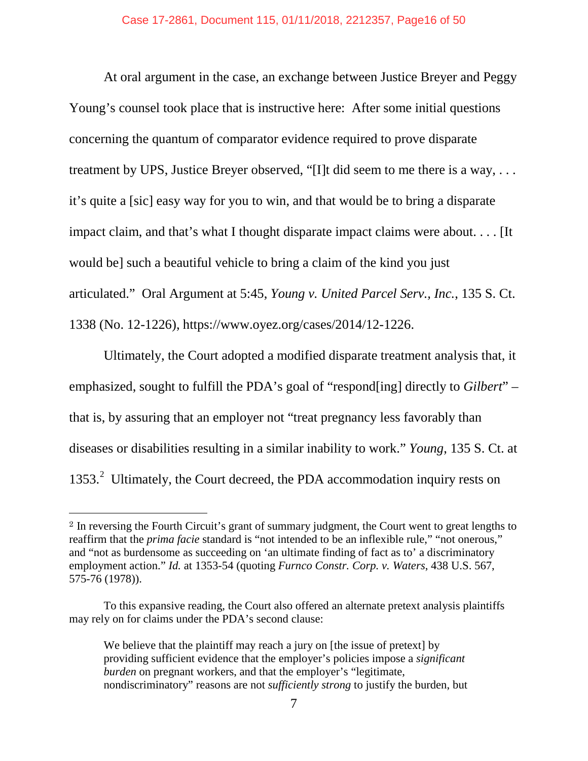At oral argument in the case, an exchange between Justice Breyer and Peggy Young's counsel took place that is instructive here: After some initial questions concerning the quantum of comparator evidence required to prove disparate treatment by UPS, Justice Breyer observed, "[I]t did seem to me there is a way, . . . it's quite a [sic] easy way for you to win, and that would be to bring a disparate impact claim, and that's what I thought disparate impact claims were about. . . . [It would be] such a beautiful vehicle to bring a claim of the kind you just articulated." Oral Argument at 5:45, *Young v. United Parcel Serv., Inc.*, 135 S. Ct. 1338 (No. 12-1226), https://www.oyez.org/cases/2014/12-1226.

Ultimately, the Court adopted a modified disparate treatment analysis that, it emphasized, sought to fulfill the PDA's goal of "respond[ing] directly to *Gilbert*" – that is, by assuring that an employer not "treat pregnancy less favorably than diseases or disabilities resulting in a similar inability to work." *Young*, 135 S. Ct. at 1353.[2] Ultimately, the Court decreed, the PDA accommodation inquiry rests on

---

[2] In reversing the Fourth Circuit's grant of summary judgment, the Court went to great lengths to reaffirm that the *prima facie* standard is "not intended to be an inflexible rule," "not onerous," and "not as burdensome as succeeding on 'an ultimate finding of fact as to' a discriminatory employment action." *Id.* at 1353-54 (quoting *Furnco Constr. Corp. v. Waters*, 438 U.S. 567, 575-76 (1978)).

To this expansive reading, the Court also offered an alternate pretext analysis plaintiffs may rely on for claims under the PDA's second clause:

> We believe that the plaintiff may reach a jury on [the issue of pretext] by providing sufficient evidence that the employer's policies impose a *significant burden* on pregnant workers, and that the employer's "legitimate, nondiscriminatory" reasons are not *sufficiently strong* to justify the burden, but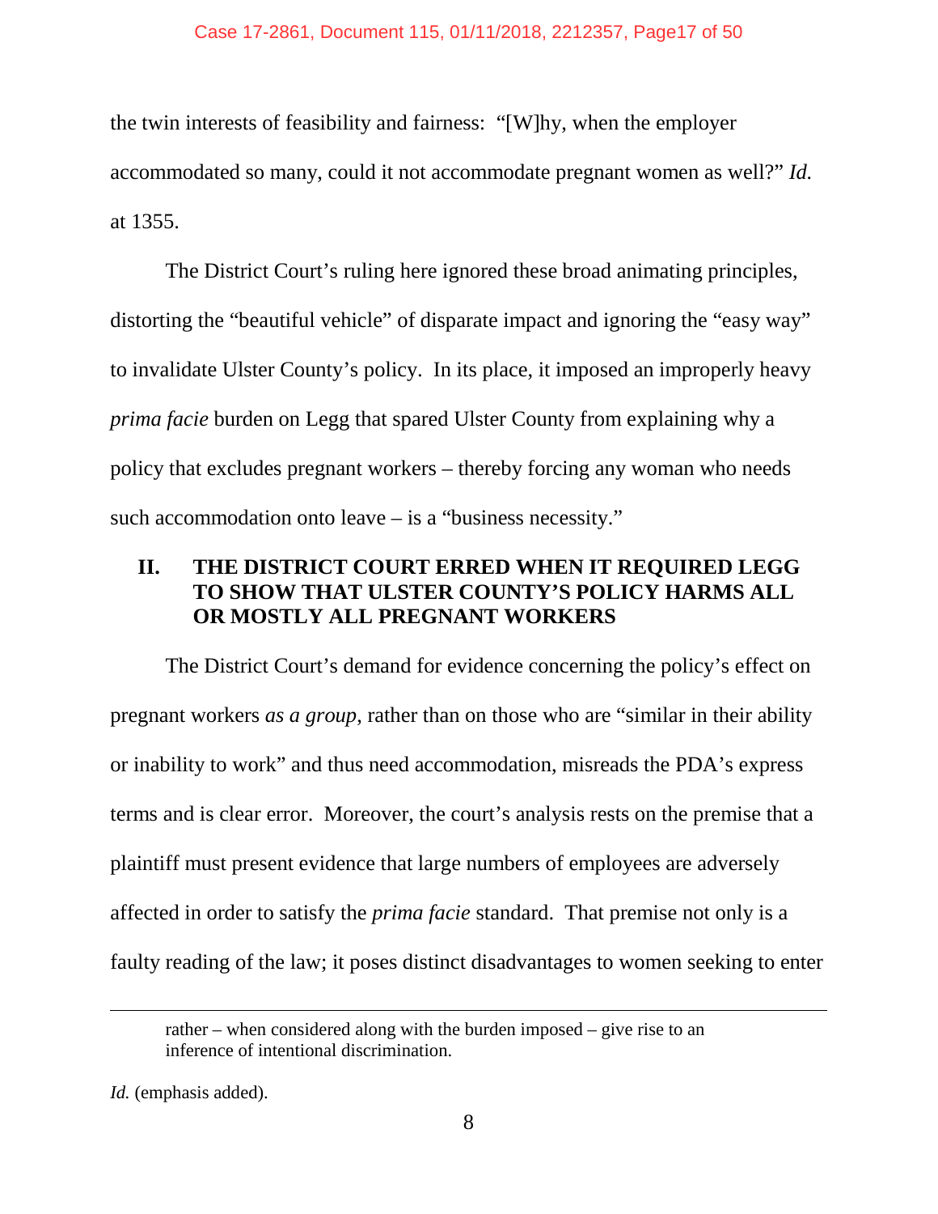the twin interests of feasibility and fairness: "[W]hy, when the employer accommodated so many, could it not accommodate pregnant women as well?" *Id.* at 1355.

The District Court's ruling here ignored these broad animating principles, distorting the "beautiful vehicle" of disparate impact and ignoring the "easy way" to invalidate Ulster County's policy. In its place, it imposed an improperly heavy *prima facie* burden on Legg that spared Ulster County from explaining why a policy that excludes pregnant workers – thereby forcing any woman who needs such accommodation onto leave – is a "business necessity."

## II. THE DISTRICT COURT ERRED WHEN IT REQUIRED LEGG TO SHOW THAT ULSTER COUNTY'S POLICY HARMS ALL OR MOSTLY ALL PREGNANT WORKERS

The District Court's demand for evidence concerning the policy's effect on pregnant workers *as a group*, rather than on those who are "similar in their ability or inability to work" and thus need accommodation, misreads the PDA's express terms and is clear error. Moreover, the court's analysis rests on the premise that a plaintiff must present evidence that large numbers of employees are adversely affected in order to satisfy the *prima facie* standard. That premise not only is a faulty reading of the law; it poses distinct disadvantages to women seeking to enter

---

> rather – when considered along with the burden imposed – give rise to an inference of intentional discrimination.

*Id.* (emphasis added).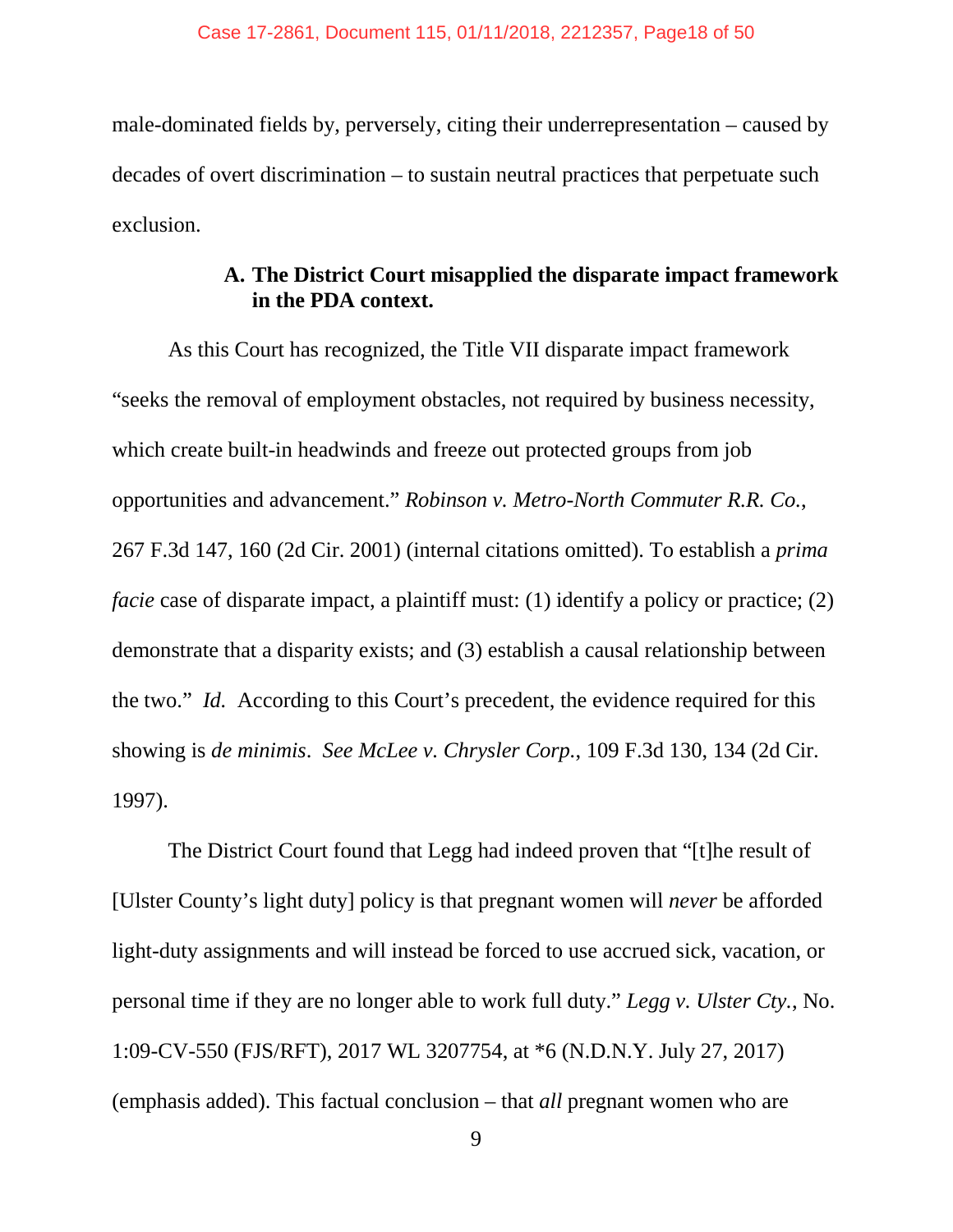male-dominated fields by, perversely, citing their underrepresentation – caused by decades of overt discrimination – to sustain neutral practices that perpetuate such exclusion.

### A. The District Court misapplied the disparate impact framework in the PDA context.

As this Court has recognized, the Title VII disparate impact framework "seeks the removal of employment obstacles, not required by business necessity, which create built-in headwinds and freeze out protected groups from job opportunities and advancement." *Robinson v. Metro-North Commuter R.R. Co.*, 267 F.3d 147, 160 (2d Cir. 2001) (internal citations omitted). To establish a *prima facie* case of disparate impact, a plaintiff must: (1) identify a policy or practice; (2) demonstrate that a disparity exists; and (3) establish a causal relationship between the two." *Id.* According to this Court's precedent, the evidence required for this showing is *de minimis*. *See McLee v. Chrysler Corp.*, 109 F.3d 130, 134 (2d Cir. 1997).

The District Court found that Legg had indeed proven that "[t]he result of [Ulster County's light duty] policy is that pregnant women will *never* be afforded light-duty assignments and will instead be forced to use accrued sick, vacation, or personal time if they are no longer able to work full duty." *Legg v. Ulster Cty.*, No. 1:09-CV-550 (FJS/RFT), 2017 WL 3207754, at *6 (N.D.N.Y. July 27, 2017) (emphasis added). This factual conclusion – that *all* pregnant women who are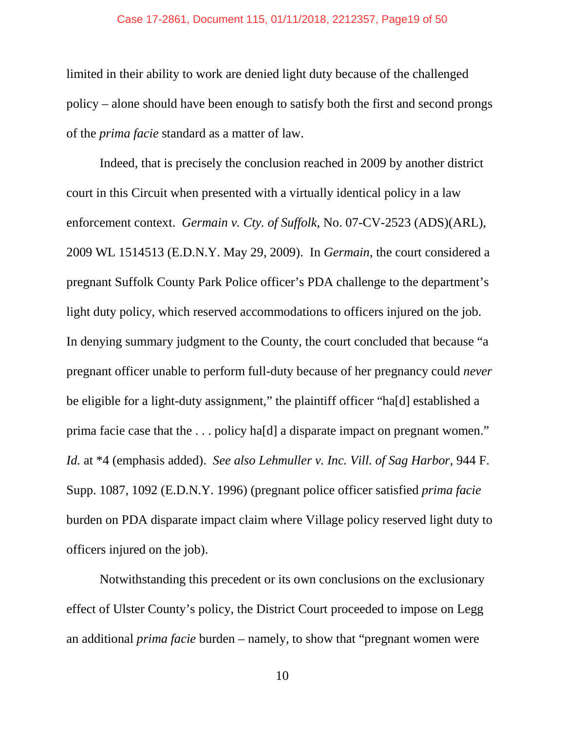limited in their ability to work are denied light duty because of the challenged policy – alone should have been enough to satisfy both the first and second prongs of the *prima facie* standard as a matter of law.

Indeed, that is precisely the conclusion reached in 2009 by another district court in this Circuit when presented with a virtually identical policy in a law enforcement context. *Germain v. Cty. of Suffolk*, No. 07-CV-2523 (ADS)(ARL), 2009 WL 1514513 (E.D.N.Y. May 29, 2009). In *Germain*, the court considered a pregnant Suffolk County Park Police officer's PDA challenge to the department's light duty policy, which reserved accommodations to officers injured on the job. In denying summary judgment to the County, the court concluded that because "a pregnant officer unable to perform full-duty because of her pregnancy could *never* be eligible for a light-duty assignment," the plaintiff officer "ha[d] established a prima facie case that the . . . policy ha[d] a disparate impact on pregnant women." *Id.* at *4 (emphasis added). *See also Lehmuller v. Inc. Vill. of Sag Harbor*, 944 F. Supp. 1087, 1092 (E.D.N.Y. 1996) (pregnant police officer satisfied *prima facie* burden on PDA disparate impact claim where Village policy reserved light duty to officers injured on the job).

Notwithstanding this precedent or its own conclusions on the exclusionary effect of Ulster County's policy, the District Court proceeded to impose on Legg an additional *prima facie* burden – namely, to show that "pregnant women were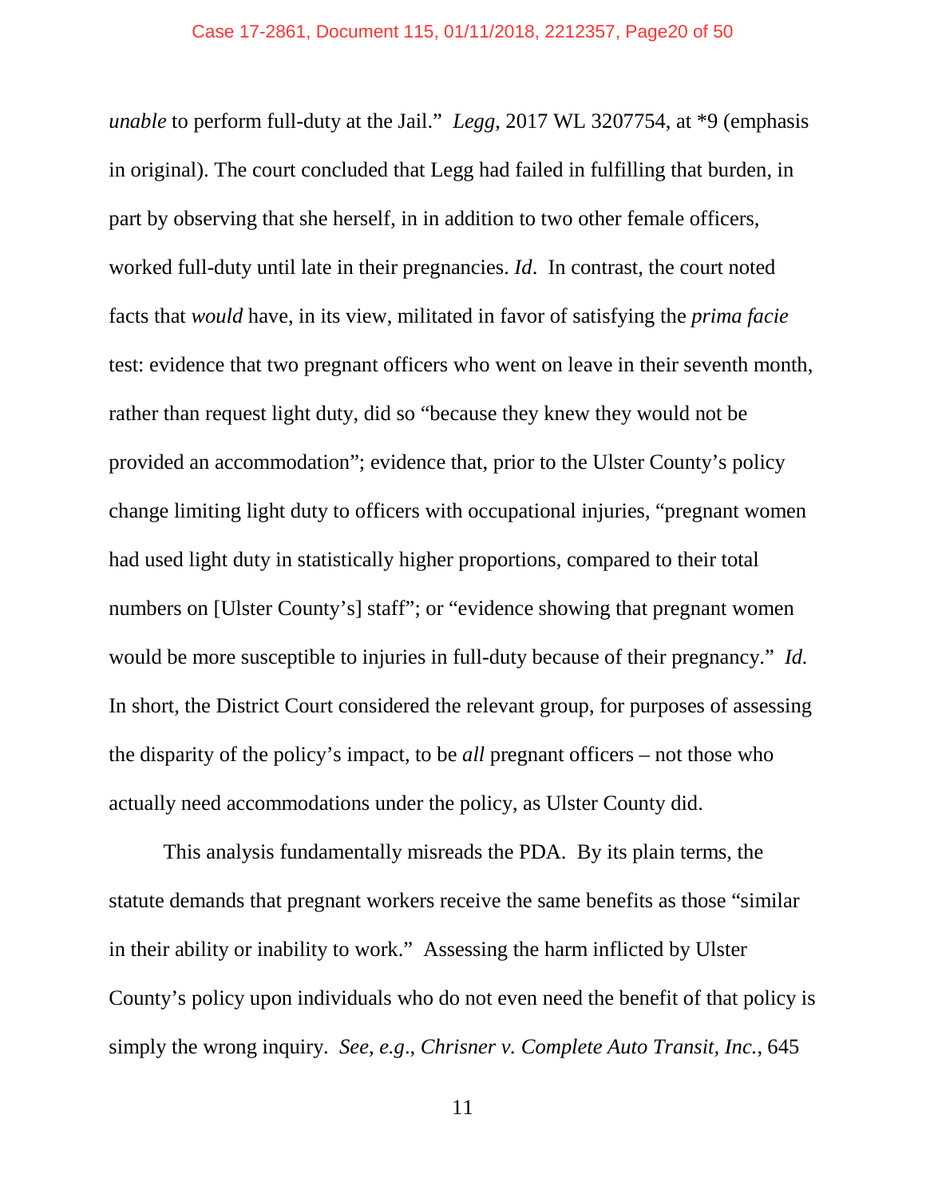*unable* to perform full-duty at the Jail." *Legg*, 2017 WL 3207754, at *9 (emphasis in original). The court concluded that Legg had failed in fulfilling that burden, in part by observing that she herself, in in addition to two other female officers, worked full-duty until late in their pregnancies. *Id*. In contrast, the court noted facts that *would* have, in its view, militated in favor of satisfying the *prima facie* test: evidence that two pregnant officers who went on leave in their seventh month, rather than request light duty, did so "because they knew they would not be provided an accommodation"; evidence that, prior to the Ulster County's policy change limiting light duty to officers with occupational injuries, "pregnant women had used light duty in statistically higher proportions, compared to their total numbers on [Ulster County's] staff"; or "evidence showing that pregnant women would be more susceptible to injuries in full-duty because of their pregnancy." *Id.* In short, the District Court considered the relevant group, for purposes of assessing the disparity of the policy's impact, to be *all* pregnant officers – not those who actually need accommodations under the policy, as Ulster County did.

This analysis fundamentally misreads the PDA. By its plain terms, the statute demands that pregnant workers receive the same benefits as those "similar in their ability or inability to work." Assessing the harm inflicted by Ulster County's policy upon individuals who do not even need the benefit of that policy is simply the wrong inquiry. *See, e.g.*, *Chrisner v. Complete Auto Transit, Inc.*, 645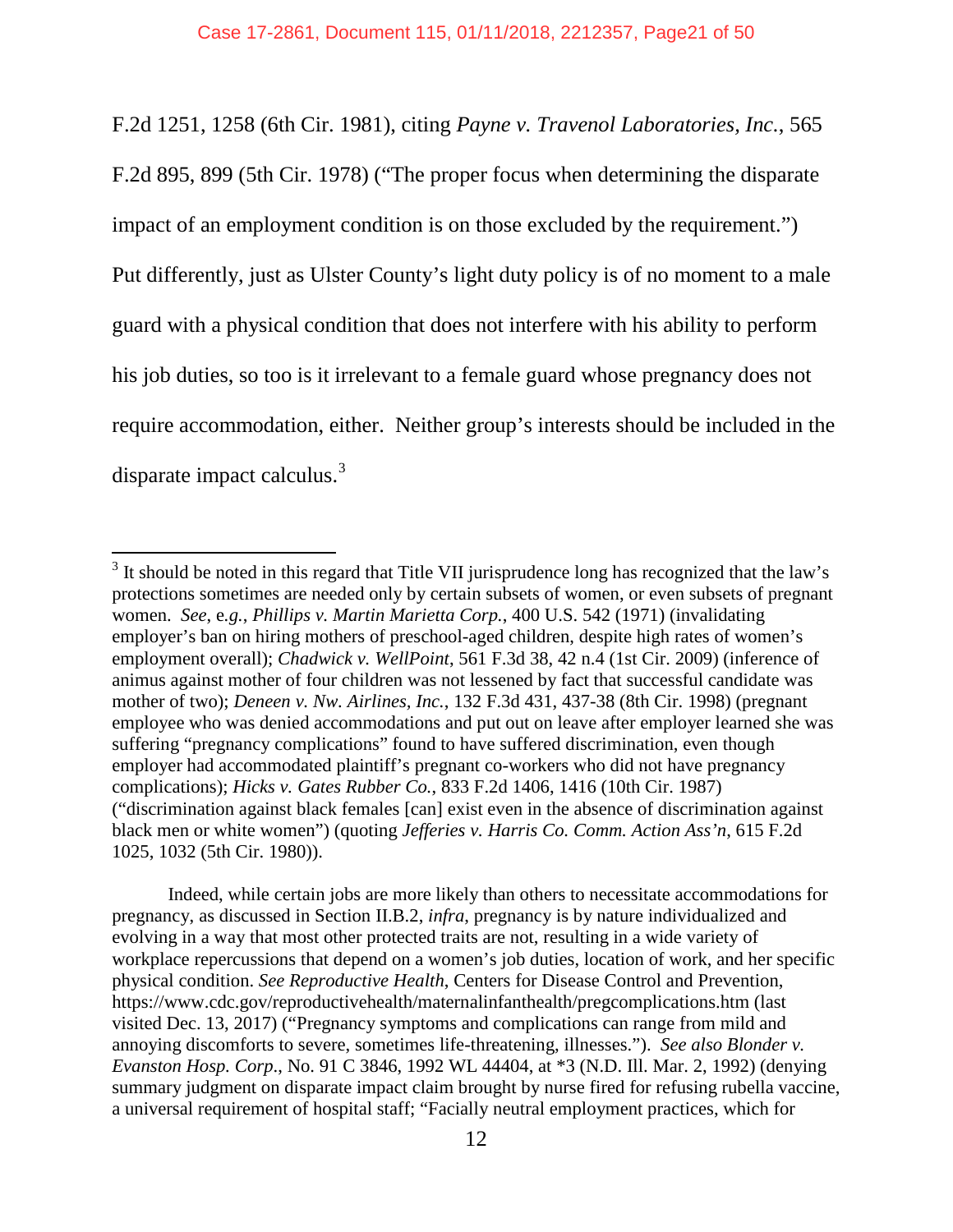F.2d 1251, 1258 (6th Cir. 1981), citing *Payne v. Travenol Laboratories, Inc.*, 565 F.2d 895, 899 (5th Cir. 1978) ("The proper focus when determining the disparate impact of an employment condition is on those excluded by the requirement.") Put differently, just as Ulster County's light duty policy is of no moment to a male guard with a physical condition that does not interfere with his ability to perform his job duties, so too is it irrelevant to a female guard whose pregnancy does not require accommodation, either. Neither group's interests should be included in the disparate impact calculus.[3]

---

[3] It should be noted in this regard that Title VII jurisprudence long has recognized that the law's protections sometimes are needed only by certain subsets of women, or even subsets of pregnant women. *See*, e*.g.*, *Phillips v. Martin Marietta Corp.*, 400 U.S. 542 (1971) (invalidating employer's ban on hiring mothers of preschool-aged children, despite high rates of women's employment overall); *Chadwick v. WellPoint*, 561 F.3d 38, 42 n.4 (1st Cir. 2009) (inference of animus against mother of four children was not lessened by fact that successful candidate was mother of two); *Deneen v. Nw. Airlines, Inc.*, 132 F.3d 431, 437-38 (8th Cir. 1998) (pregnant employee who was denied accommodations and put out on leave after employer learned she was suffering "pregnancy complications" found to have suffered discrimination, even though employer had accommodated plaintiff's pregnant co-workers who did not have pregnancy complications); *Hicks v. Gates Rubber Co.*, 833 F.2d 1406, 1416 (10th Cir. 1987) ("discrimination against black females [can] exist even in the absence of discrimination against black men or white women") (quoting *Jefferies v. Harris Co. Comm. Action Ass'n*, 615 F.2d 1025, 1032 (5th Cir. 1980)).

Indeed, while certain jobs are more likely than others to necessitate accommodations for pregnancy, as discussed in Section II.B.2, *infra*, pregnancy is by nature individualized and evolving in a way that most other protected traits are not, resulting in a wide variety of workplace repercussions that depend on a women's job duties, location of work, and her specific physical condition. *See Reproductive Health*, Centers for Disease Control and Prevention, https://www.cdc.gov/reproductivehealth/maternalinfanthealth/pregcomplications.htm (last visited Dec. 13, 2017) ("Pregnancy symptoms and complications can range from mild and annoying discomforts to severe, sometimes life-threatening, illnesses."). *See also Blonder v. Evanston Hosp. Corp*., No. 91 C 3846, 1992 WL 44404, at *3 (N.D. Ill. Mar. 2, 1992) (denying summary judgment on disparate impact claim brought by nurse fired for refusing rubella vaccine, a universal requirement of hospital staff; "Facially neutral employment practices, which for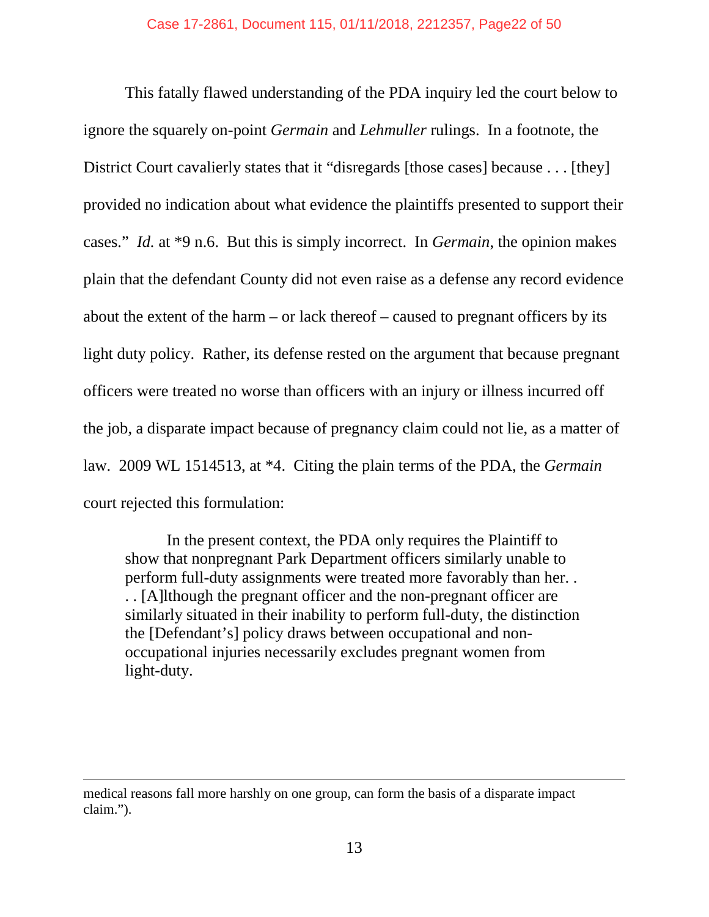This fatally flawed understanding of the PDA inquiry led the court below to ignore the squarely on-point *Germain* and *Lehmuller* rulings. In a footnote, the District Court cavalierly states that it "disregards [those cases] because . . . [they] provided no indication about what evidence the plaintiffs presented to support their cases." *Id.* at *9 n.6. But this is simply incorrect. In *Germain*, the opinion makes plain that the defendant County did not even raise as a defense any record evidence about the extent of the harm – or lack thereof – caused to pregnant officers by its light duty policy. Rather, its defense rested on the argument that because pregnant officers were treated no worse than officers with an injury or illness incurred off the job, a disparate impact because of pregnancy claim could not lie, as a matter of law. 2009 WL 1514513, at *4. Citing the plain terms of the PDA, the *Germain* court rejected this formulation:

> In the present context, the PDA only requires the Plaintiff to show that nonpregnant Park Department officers similarly unable to perform full-duty assignments were treated more favorably than her. . . . [A]lthough the pregnant officer and the non-pregnant officer are similarly situated in their inability to perform full-duty, the distinction the [Defendant's] policy draws between occupational and non-occupational injuries necessarily excludes pregnant women from light-duty.

---

medical reasons fall more harshly on one group, can form the basis of a disparate impact claim.").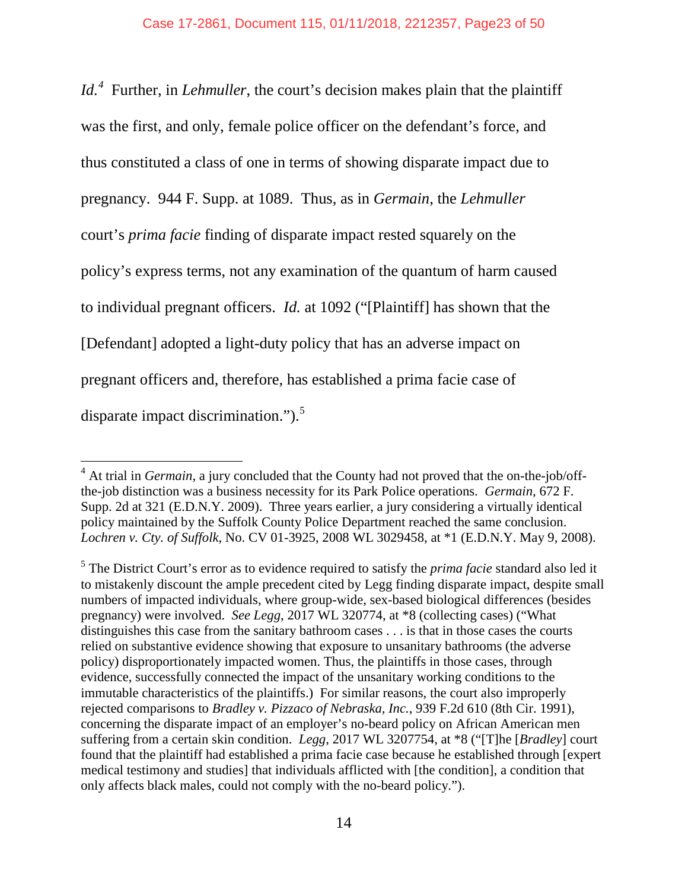*Id.*[4] Further, in *Lehmuller*, the court's decision makes plain that the plaintiff was the first, and only, female police officer on the defendant's force, and thus constituted a class of one in terms of showing disparate impact due to pregnancy. 944 F. Supp. at 1089. Thus, as in *Germain*, the *Lehmuller* court's *prima facie* finding of disparate impact rested squarely on the policy's express terms, not any examination of the quantum of harm caused to individual pregnant officers. *Id.* at 1092 ("[Plaintiff] has shown that the [Defendant] adopted a light-duty policy that has an adverse impact on pregnant officers and, therefore, has established a prima facie case of disparate impact discrimination.").[5]

---

[4] At trial in *Germain*, a jury concluded that the County had not proved that the on-the-job/off-the-job distinction was a business necessity for its Park Police operations. *Germain*, 672 F. Supp. 2d at 321 (E.D.N.Y. 2009). Three years earlier, a jury considering a virtually identical policy maintained by the Suffolk County Police Department reached the same conclusion. *Lochren v. Cty. of Suffolk*, No. CV 01-3925, 2008 WL 3029458, at *1 (E.D.N.Y. May 9, 2008).

[5] The District Court's error as to evidence required to satisfy the *prima facie* standard also led it to mistakenly discount the ample precedent cited by Legg finding disparate impact, despite small numbers of impacted individuals, where group-wide, sex-based biological differences (besides pregnancy) were involved. *See Legg*, 2017 WL 320774, at *8 (collecting cases) ("What distinguishes this case from the sanitary bathroom cases . . . is that in those cases the courts relied on substantive evidence showing that exposure to unsanitary bathrooms (the adverse policy) disproportionately impacted women. Thus, the plaintiffs in those cases, through evidence, successfully connected the impact of the unsanitary working conditions to the immutable characteristics of the plaintiffs.) For similar reasons, the court also improperly rejected comparisons to *Bradley v. Pizzaco of Nebraska, Inc.*, 939 F.2d 610 (8th Cir. 1991), concerning the disparate impact of an employer's no-beard policy on African American men suffering from a certain skin condition. *Legg*, 2017 WL 3207754, at *8 ("[T]he [*Bradley*] court found that the plaintiff had established a prima facie case because he established through [expert medical testimony and studies] that individuals afflicted with [the condition], a condition that only affects black males, could not comply with the no-beard policy.").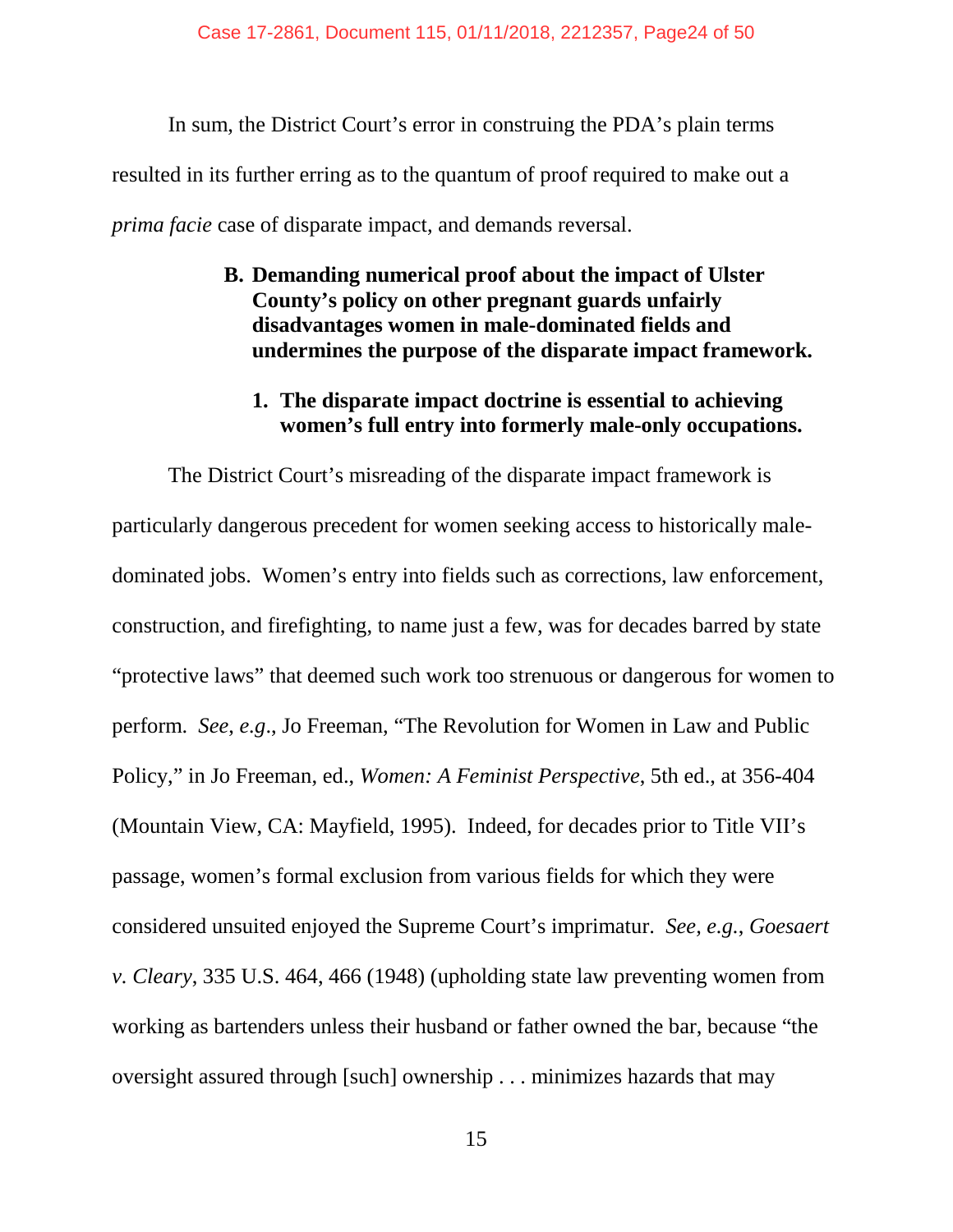In sum, the District Court's error in construing the PDA's plain terms resulted in its further erring as to the quantum of proof required to make out a *prima facie* case of disparate impact, and demands reversal.

### B. Demanding numerical proof about the impact of Ulster County's policy on other pregnant guards unfairly disadvantages women in male-dominated fields and undermines the purpose of the disparate impact framework.

#### 1. The disparate impact doctrine is essential to achieving women's full entry into formerly male-only occupations.

The District Court's misreading of the disparate impact framework is particularly dangerous precedent for women seeking access to historically male-dominated jobs. Women's entry into fields such as corrections, law enforcement, construction, and firefighting, to name just a few, was for decades barred by state "protective laws" that deemed such work too strenuous or dangerous for women to perform. *See*, *e.g*., Jo Freeman, "The Revolution for Women in Law and Public Policy," in Jo Freeman, ed., *Women: A Feminist Perspective*, 5th ed., at 356-404 (Mountain View, CA: Mayfield, 1995). Indeed, for decades prior to Title VII's passage, women's formal exclusion from various fields for which they were considered unsuited enjoyed the Supreme Court's imprimatur. *See, e.g.*, *Goesaert v. Cleary*, 335 U.S. 464, 466 (1948) (upholding state law preventing women from working as bartenders unless their husband or father owned the bar, because "the oversight assured through [such] ownership . . . minimizes hazards that may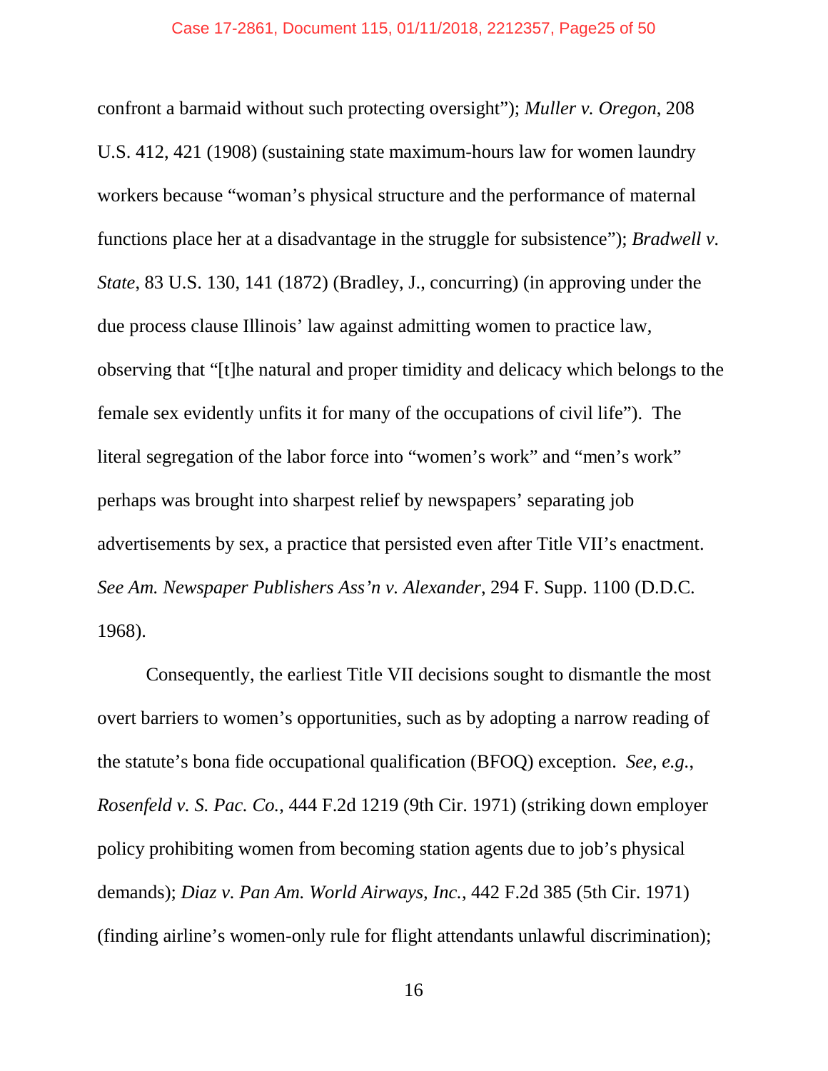confront a barmaid without such protecting oversight"); *Muller v. Oregon*, 208 U.S. 412, 421 (1908) (sustaining state maximum-hours law for women laundry workers because "woman's physical structure and the performance of maternal functions place her at a disadvantage in the struggle for subsistence"); *Bradwell v. State*, 83 U.S. 130, 141 (1872) (Bradley, J., concurring) (in approving under the due process clause Illinois' law against admitting women to practice law, observing that "[t]he natural and proper timidity and delicacy which belongs to the female sex evidently unfits it for many of the occupations of civil life"). The literal segregation of the labor force into "women's work" and "men's work" perhaps was brought into sharpest relief by newspapers' separating job advertisements by sex, a practice that persisted even after Title VII's enactment. *See Am. Newspaper Publishers Ass'n v. Alexander*, 294 F. Supp. 1100 (D.D.C. 1968).

Consequently, the earliest Title VII decisions sought to dismantle the most overt barriers to women's opportunities, such as by adopting a narrow reading of the statute's bona fide occupational qualification (BFOQ) exception. *See, e.g.*, *Rosenfeld v. S. Pac. Co.*, 444 F.2d 1219 (9th Cir. 1971) (striking down employer policy prohibiting women from becoming station agents due to job's physical demands); *Diaz v. Pan Am. World Airways, Inc.*, 442 F.2d 385 (5th Cir. 1971) (finding airline's women-only rule for flight attendants unlawful discrimination);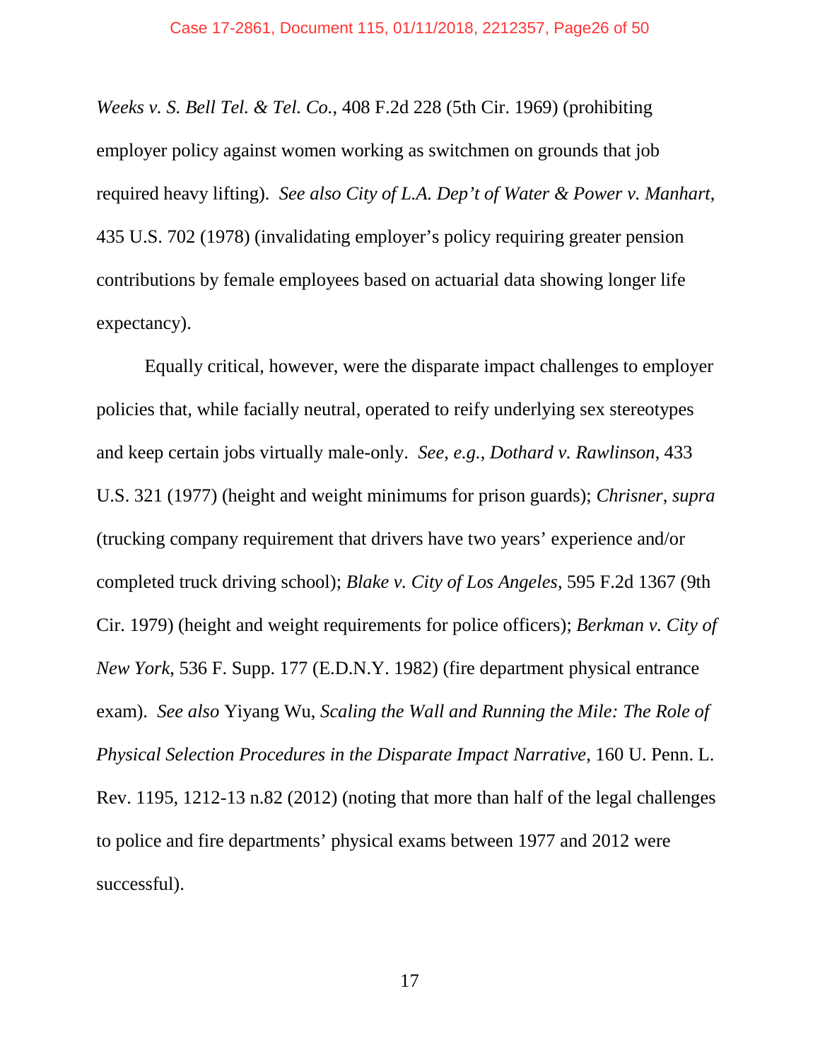*Weeks v. S. Bell Tel. & Tel. Co.*, 408 F.2d 228 (5th Cir. 1969) (prohibiting employer policy against women working as switchmen on grounds that job required heavy lifting). *See also City of L.A. Dep't of Water & Power v. Manhart*, 435 U.S. 702 (1978) (invalidating employer's policy requiring greater pension contributions by female employees based on actuarial data showing longer life expectancy).

Equally critical, however, were the disparate impact challenges to employer policies that, while facially neutral, operated to reify underlying sex stereotypes and keep certain jobs virtually male-only. *See, e.g.*, *Dothard v. Rawlinson*, 433 U.S. 321 (1977) (height and weight minimums for prison guards); *Chrisner*, *supra* (trucking company requirement that drivers have two years' experience and/or completed truck driving school); *Blake v. City of Los Angeles*, 595 F.2d 1367 (9th Cir. 1979) (height and weight requirements for police officers); *Berkman v. City of New York*, 536 F. Supp. 177 (E.D.N.Y. 1982) (fire department physical entrance exam). *See also* Yiyang Wu, *Scaling the Wall and Running the Mile: The Role of Physical Selection Procedures in the Disparate Impact Narrative*, 160 U. Penn. L. Rev. 1195, 1212-13 n.82 (2012) (noting that more than half of the legal challenges to police and fire departments' physical exams between 1977 and 2012 were successful).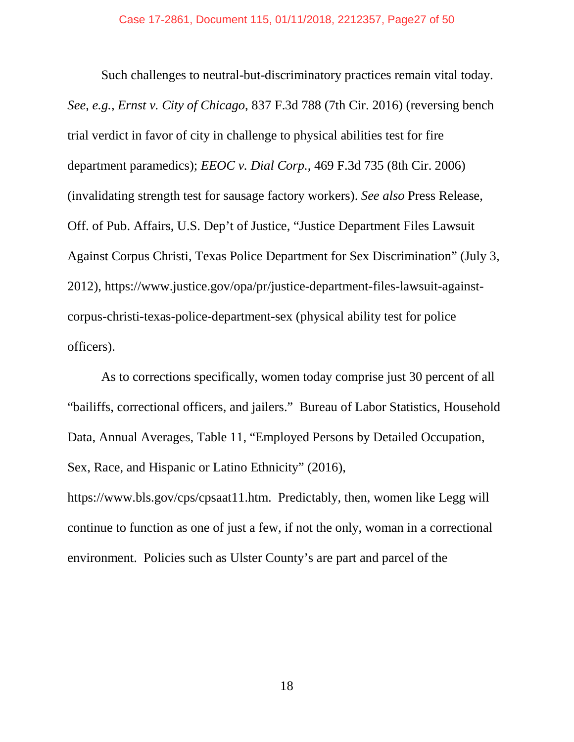Such challenges to neutral-but-discriminatory practices remain vital today. *See, e.g.*, *Ernst v. City of Chicago*, 837 F.3d 788 (7th Cir. 2016) (reversing bench trial verdict in favor of city in challenge to physical abilities test for fire department paramedics); *EEOC v. Dial Corp.*, 469 F.3d 735 (8th Cir. 2006) (invalidating strength test for sausage factory workers). *See also* Press Release, Off. of Pub. Affairs, U.S. Dep't of Justice, "Justice Department Files Lawsuit Against Corpus Christi, Texas Police Department for Sex Discrimination" (July 3, 2012), https://www.justice.gov/opa/pr/justice-department-files-lawsuit-against-corpus-christi-texas-police-department-sex (physical ability test for police officers).

As to corrections specifically, women today comprise just 30 percent of all "bailiffs, correctional officers, and jailers." Bureau of Labor Statistics, Household Data, Annual Averages, Table 11, "Employed Persons by Detailed Occupation, Sex, Race, and Hispanic or Latino Ethnicity" (2016), https://www.bls.gov/cps/cpsaat11.htm. Predictably, then, women like Legg will continue to function as one of just a few, if not the only, woman in a correctional environment. Policies such as Ulster County's are part and parcel of the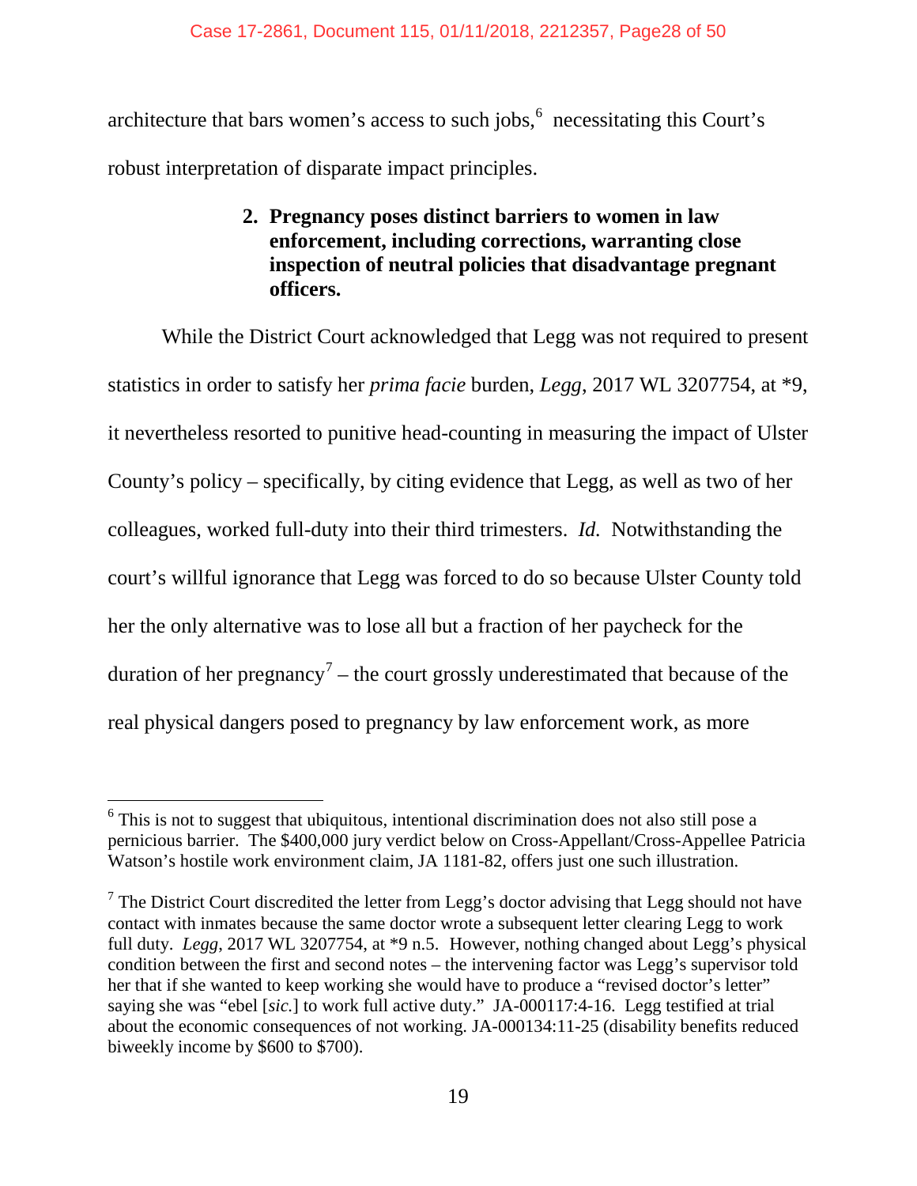architecture that bars women's access to such jobs,[6] necessitating this Court's robust interpretation of disparate impact principles.

### 2. Pregnancy poses distinct barriers to women in law enforcement, including corrections, warranting close inspection of neutral policies that disadvantage pregnant officers.

While the District Court acknowledged that Legg was not required to present statistics in order to satisfy her *prima facie* burden, *Legg*, 2017 WL 3207754, at *9, it nevertheless resorted to punitive head-counting in measuring the impact of Ulster County's policy – specifically, by citing evidence that Legg, as well as two of her colleagues, worked full-duty into their third trimesters. *Id.* Notwithstanding the court's willful ignorance that Legg was forced to do so because Ulster County told her the only alternative was to lose all but a fraction of her paycheck for the duration of her pregnancy[7] – the court grossly underestimated that because of the real physical dangers posed to pregnancy by law enforcement work, as more

---

[6] This is not to suggest that ubiquitous, intentional discrimination does not also still pose a pernicious barrier. The $400,000 jury verdict below on Cross-Appellant/Cross-Appellee Patricia Watson's hostile work environment claim, JA 1181-82, offers just one such illustration.

[7] The District Court discredited the letter from Legg's doctor advising that Legg should not have contact with inmates because the same doctor wrote a subsequent letter clearing Legg to work full duty. *Legg*, 2017 WL 3207754, at *9 n.5. However, nothing changed about Legg's physical condition between the first and second notes – the intervening factor was Legg's supervisor told her that if she wanted to keep working she would have to produce a "revised doctor's letter" saying she was "ebel [*sic.*] to work full active duty." JA-000117:4-16. Legg testified at trial about the economic consequences of not working. JA-000134:11-25 (disability benefits reduced biweekly income by $600 to $700).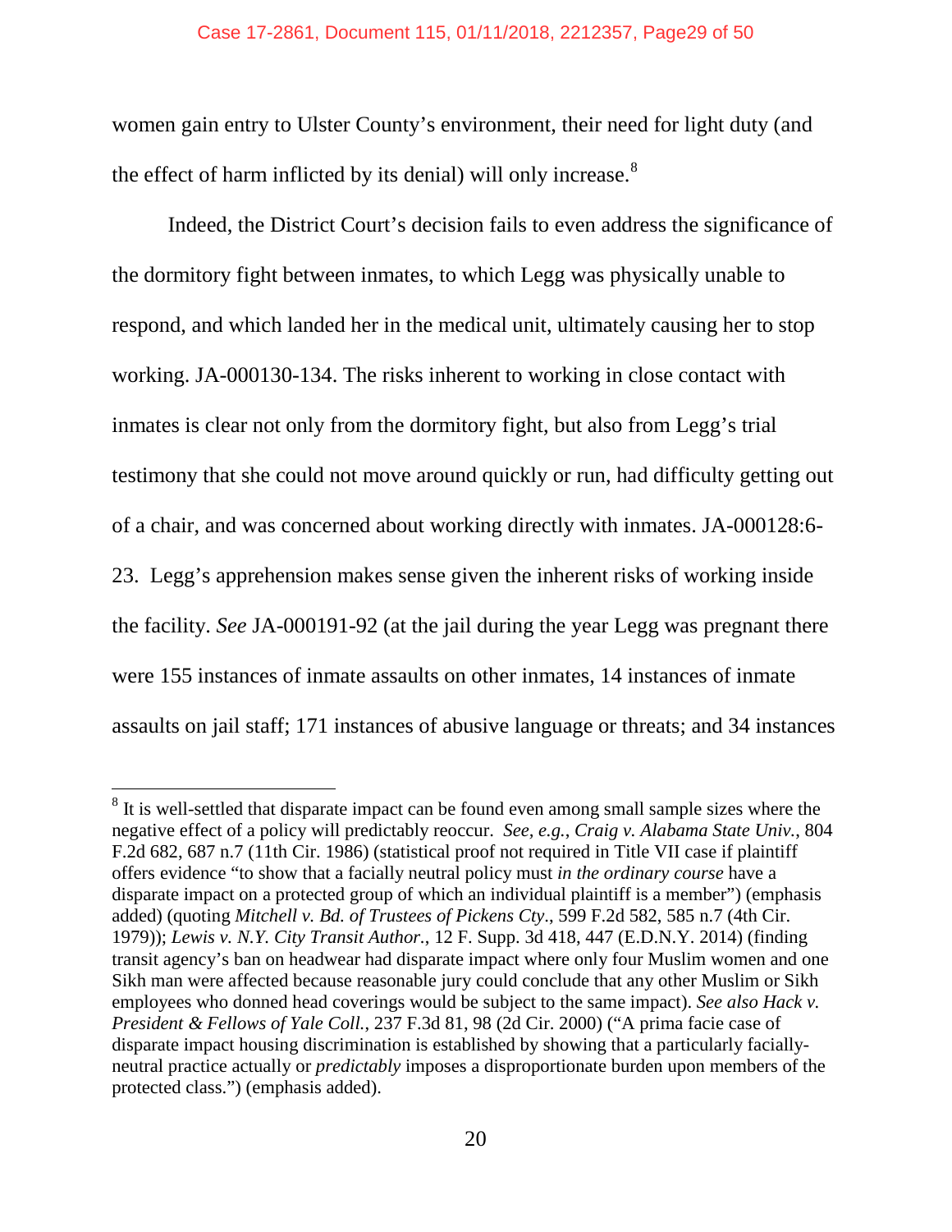women gain entry to Ulster County's environment, their need for light duty (and the effect of harm inflicted by its denial) will only increase.[8]

Indeed, the District Court's decision fails to even address the significance of the dormitory fight between inmates, to which Legg was physically unable to respond, and which landed her in the medical unit, ultimately causing her to stop working. JA-000130-134. The risks inherent to working in close contact with inmates is clear not only from the dormitory fight, but also from Legg's trial testimony that she could not move around quickly or run, had difficulty getting out of a chair, and was concerned about working directly with inmates. JA-000128:6-23. Legg's apprehension makes sense given the inherent risks of working inside the facility. *See* JA-000191-92 (at the jail during the year Legg was pregnant there were 155 instances of inmate assaults on other inmates, 14 instances of inmate assaults on jail staff; 171 instances of abusive language or threats; and 34 instances

---

[8] It is well-settled that disparate impact can be found even among small sample sizes where the negative effect of a policy will predictably reoccur. *See, e.g.*, *Craig v. Alabama State Univ.*, 804 F.2d 682, 687 n.7 (11th Cir. 1986) (statistical proof not required in Title VII case if plaintiff offers evidence "to show that a facially neutral policy must *in the ordinary course* have a disparate impact on a protected group of which an individual plaintiff is a member") (emphasis added) (quoting *Mitchell v. Bd. of Trustees of Pickens Cty*., 599 F.2d 582, 585 n.7 (4th Cir. 1979)); *Lewis v. N.Y. City Transit Author*., 12 F. Supp. 3d 418, 447 (E.D.N.Y. 2014) (finding transit agency's ban on headwear had disparate impact where only four Muslim women and one Sikh man were affected because reasonable jury could conclude that any other Muslim or Sikh employees who donned head coverings would be subject to the same impact). *See also Hack v. President & Fellows of Yale Coll.*, 237 F.3d 81, 98 (2d Cir. 2000) ("A prima facie case of disparate impact housing discrimination is established by showing that a particularly facially-neutral practice actually or *predictably* imposes a disproportionate burden upon members of the protected class.") (emphasis added).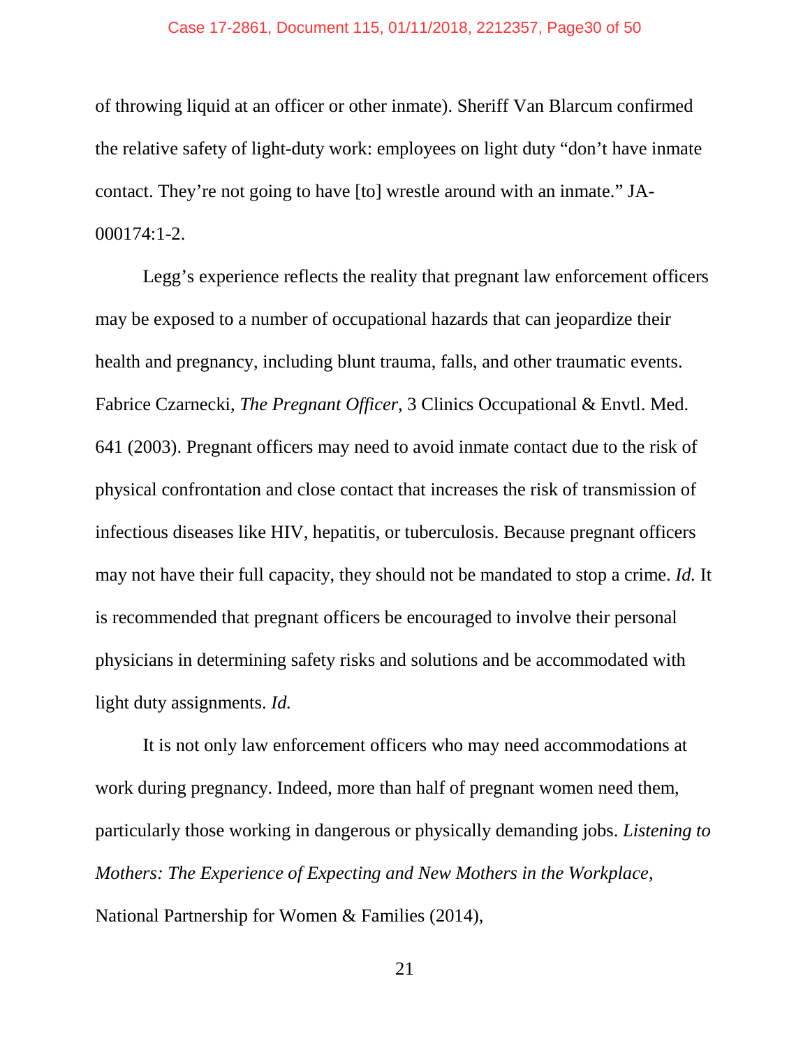of throwing liquid at an officer or other inmate). Sheriff Van Blarcum confirmed the relative safety of light-duty work: employees on light duty "don't have inmate contact. They're not going to have [to] wrestle around with an inmate." JA-000174:1-2.

Legg's experience reflects the reality that pregnant law enforcement officers may be exposed to a number of occupational hazards that can jeopardize their health and pregnancy, including blunt trauma, falls, and other traumatic events. Fabrice Czarnecki, *The Pregnant Officer*, 3 Clinics Occupational & Envtl. Med. 641 (2003). Pregnant officers may need to avoid inmate contact due to the risk of physical confrontation and close contact that increases the risk of transmission of infectious diseases like HIV, hepatitis, or tuberculosis. Because pregnant officers may not have their full capacity, they should not be mandated to stop a crime. *Id.* It is recommended that pregnant officers be encouraged to involve their personal physicians in determining safety risks and solutions and be accommodated with light duty assignments. *Id.*

It is not only law enforcement officers who may need accommodations at work during pregnancy. Indeed, more than half of pregnant women need them, particularly those working in dangerous or physically demanding jobs. *Listening to Mothers: The Experience of Expecting and New Mothers in the Workplace*, National Partnership for Women & Families (2014),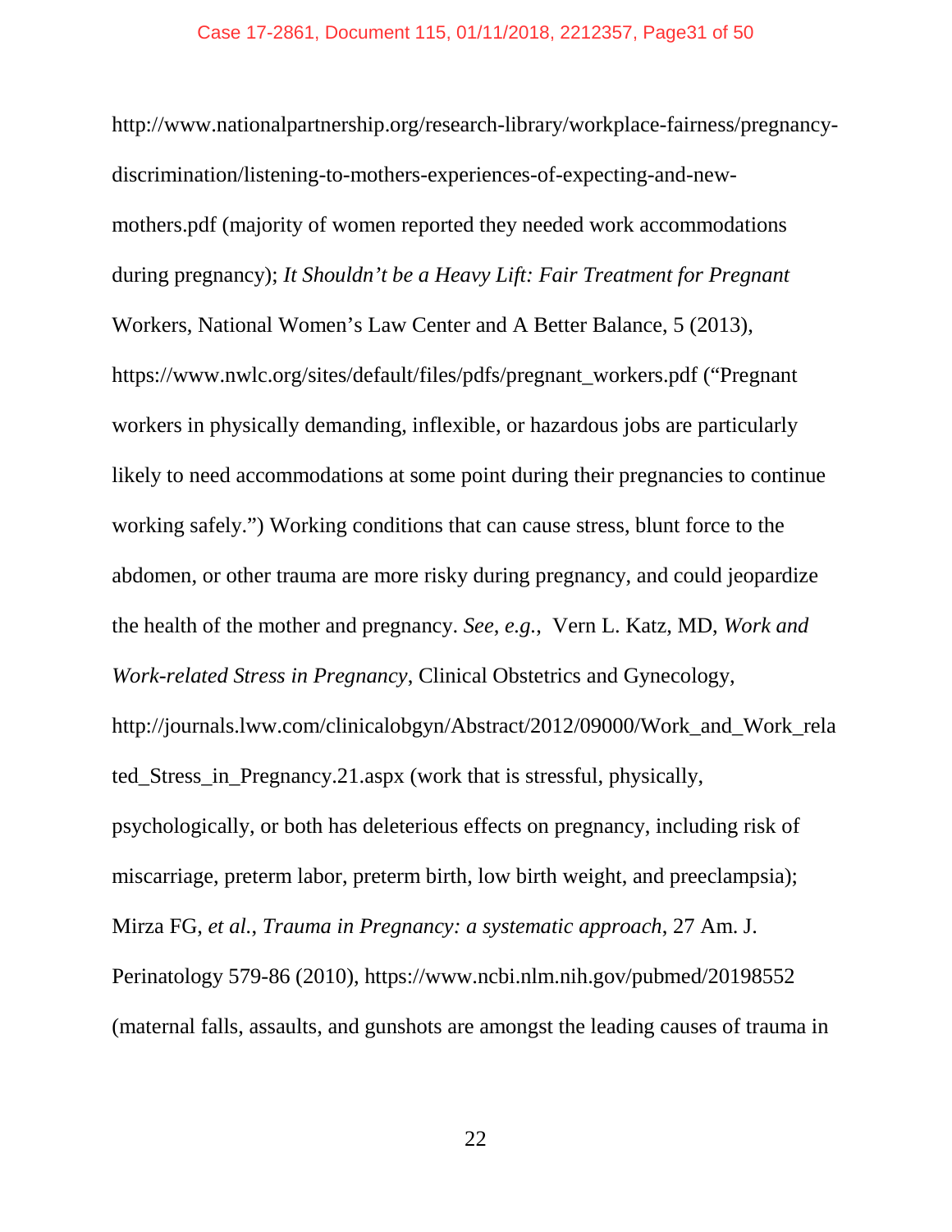http://www.nationalpartnership.org/research-library/workplace-fairness/pregnancy-discrimination/listening-to-mothers-experiences-of-expecting-and-new-mothers.pdf (majority of women reported they needed work accommodations during pregnancy); *It Shouldn't be a Heavy Lift: Fair Treatment for Pregnant* Workers, National Women's Law Center and A Better Balance, 5 (2013), https://www.nwlc.org/sites/default/files/pdfs/pregnant_workers.pdf ("Pregnant workers in physically demanding, inflexible, or hazardous jobs are particularly likely to need accommodations at some point during their pregnancies to continue working safely.") Working conditions that can cause stress, blunt force to the abdomen, or other trauma are more risky during pregnancy, and could jeopardize the health of the mother and pregnancy. *See*, *e.g.*, Vern L. Katz, MD, *Work and Work-related Stress in Pregnancy*, Clinical Obstetrics and Gynecology, http://journals.lww.com/clinicalobgyn/Abstract/2012/09000/Work_and_Work_related_Stress_in_Pregnancy.21.aspx (work that is stressful, physically, psychologically, or both has deleterious effects on pregnancy, including risk of miscarriage, preterm labor, preterm birth, low birth weight, and preeclampsia); Mirza FG, *et al.*, *Trauma in Pregnancy: a systematic approach*, 27 Am. J. Perinatology 579-86 (2010), https://www.ncbi.nlm.nih.gov/pubmed/20198552 (maternal falls, assaults, and gunshots are amongst the leading causes of trauma in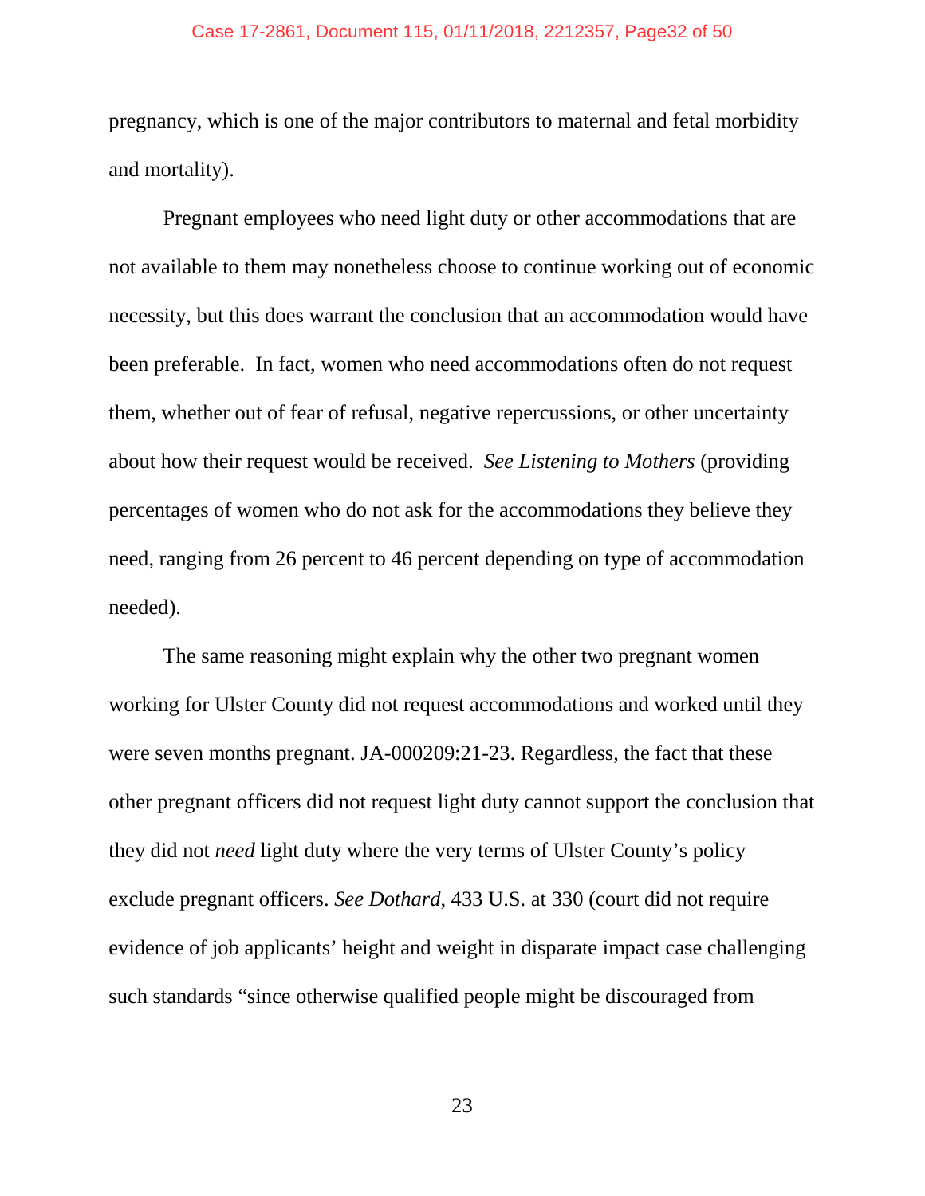pregnancy, which is one of the major contributors to maternal and fetal morbidity and mortality).

Pregnant employees who need light duty or other accommodations that are not available to them may nonetheless choose to continue working out of economic necessity, but this does warrant the conclusion that an accommodation would have been preferable. In fact, women who need accommodations often do not request them, whether out of fear of refusal, negative repercussions, or other uncertainty about how their request would be received. *See Listening to Mothers* (providing percentages of women who do not ask for the accommodations they believe they need, ranging from 26 percent to 46 percent depending on type of accommodation needed).

The same reasoning might explain why the other two pregnant women working for Ulster County did not request accommodations and worked until they were seven months pregnant. JA-000209:21-23. Regardless, the fact that these other pregnant officers did not request light duty cannot support the conclusion that they did not *need* light duty where the very terms of Ulster County's policy exclude pregnant officers. *See Dothard*, 433 U.S. at 330 (court did not require evidence of job applicants' height and weight in disparate impact case challenging such standards "since otherwise qualified people might be discouraged from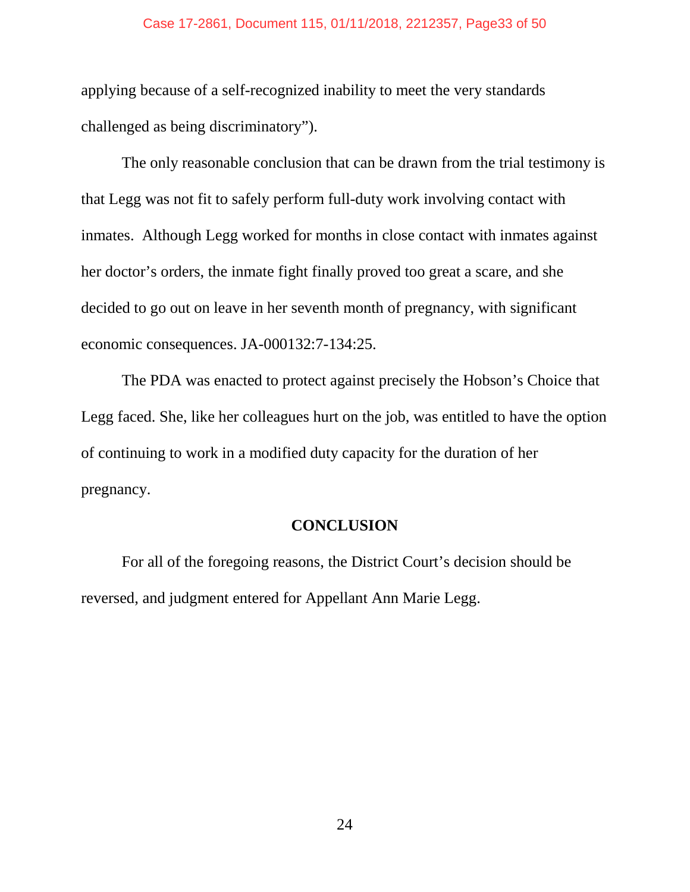applying because of a self-recognized inability to meet the very standards challenged as being discriminatory").

The only reasonable conclusion that can be drawn from the trial testimony is that Legg was not fit to safely perform full-duty work involving contact with inmates. Although Legg worked for months in close contact with inmates against her doctor's orders, the inmate fight finally proved too great a scare, and she decided to go out on leave in her seventh month of pregnancy, with significant economic consequences. JA-000132:7-134:25.

The PDA was enacted to protect against precisely the Hobson's Choice that Legg faced. She, like her colleagues hurt on the job, was entitled to have the option of continuing to work in a modified duty capacity for the duration of her pregnancy.

## CONCLUSION

For all of the foregoing reasons, the District Court's decision should be reversed, and judgment entered for Appellant Ann Marie Legg.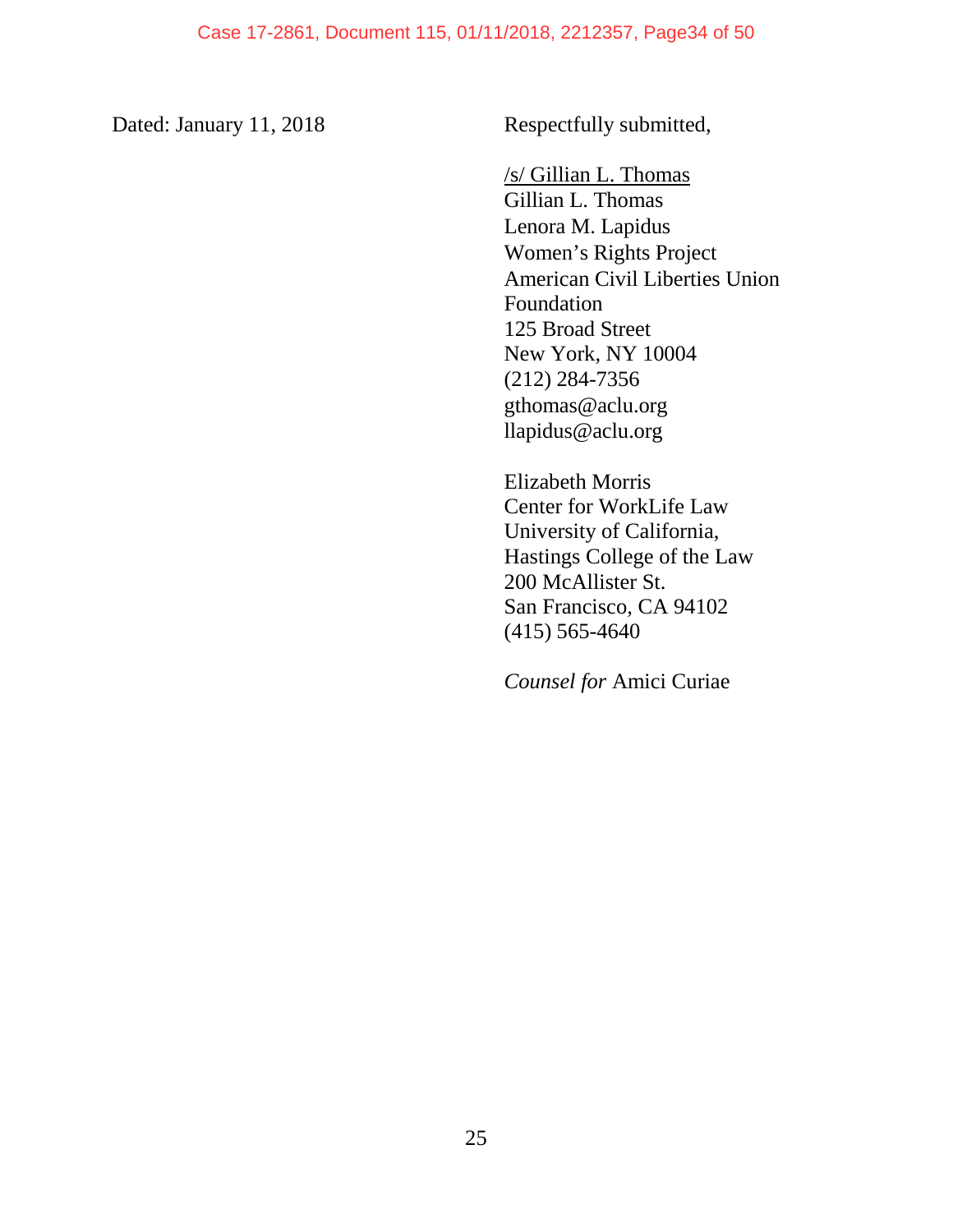Dated: January 11, 2018

Respectfully submitted,

/s/ Gillian L. Thomas
Gillian L. Thomas
Lenora M. Lapidus
Women's Rights Project
American Civil Liberties Union Foundation
125 Broad Street
New York, NY 10004
(212) 284-7356
gthomas@aclu.org
llapidus@aclu.org

Elizabeth Morris
Center for WorkLife Law
University of California,
Hastings College of the Law
200 McAllister St.
San Francisco, CA 94102
(415) 565-4640

*Counsel for* Amici Curiae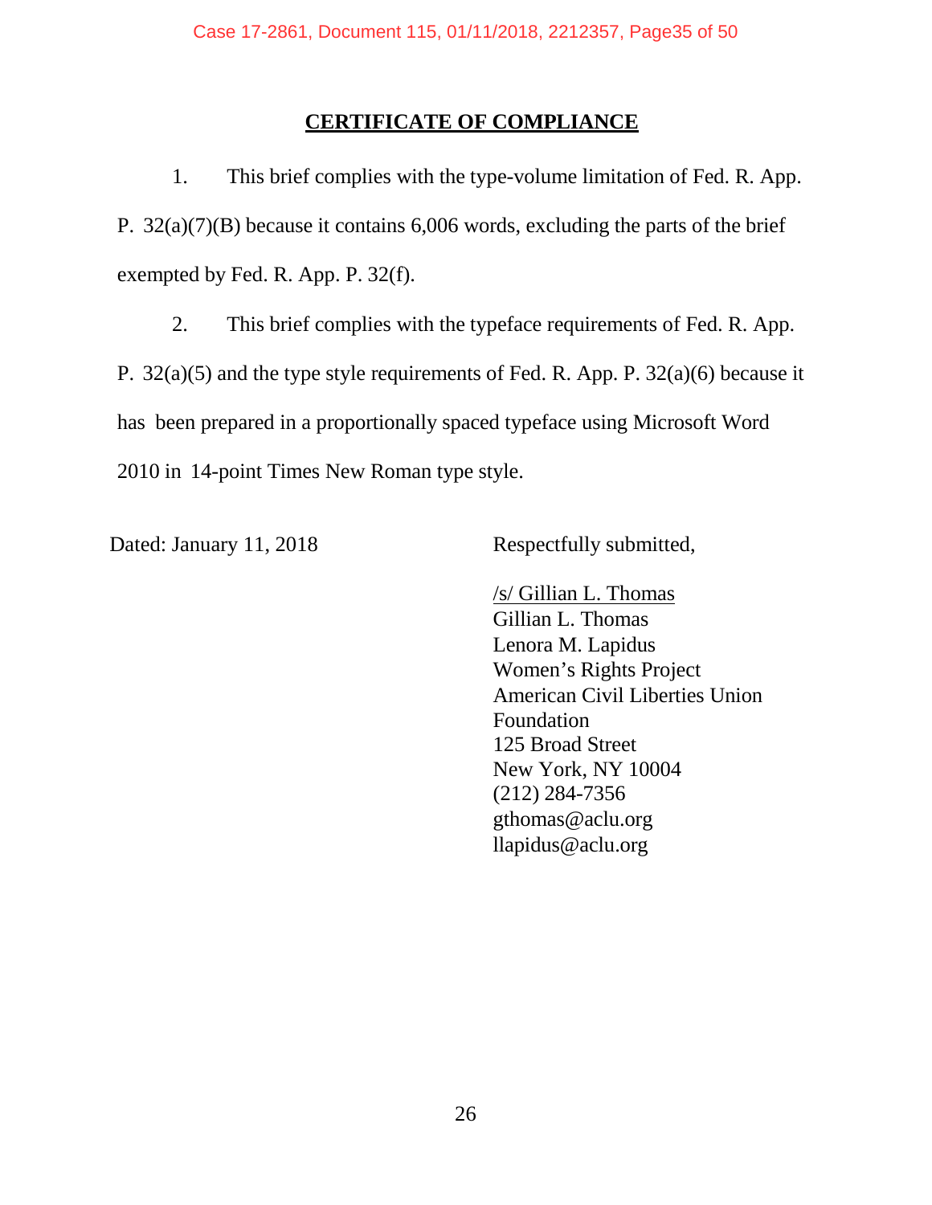# CERTIFICATE OF COMPLIANCE

1. This brief complies with the type-volume limitation of Fed. R. App. P. 32(a)(7)(B) because it contains 6,006 words, excluding the parts of the brief exempted by Fed. R. App. P. 32(f).

2. This brief complies with the typeface requirements of Fed. R. App. P. 32(a)(5) and the type style requirements of Fed. R. App. P. 32(a)(6) because it has been prepared in a proportionally spaced typeface using Microsoft Word 2010 in 14-point Times New Roman type style.

Dated: January 11, 2018

Respectfully submitted,

/s/ Gillian L. Thomas
Gillian L. Thomas
Lenora M. Lapidus
Women's Rights Project
American Civil Liberties Union
Foundation
125 Broad Street
New York, NY 10004
(212) 284-7356
gthomas@aclu.org
llapidus@aclu.org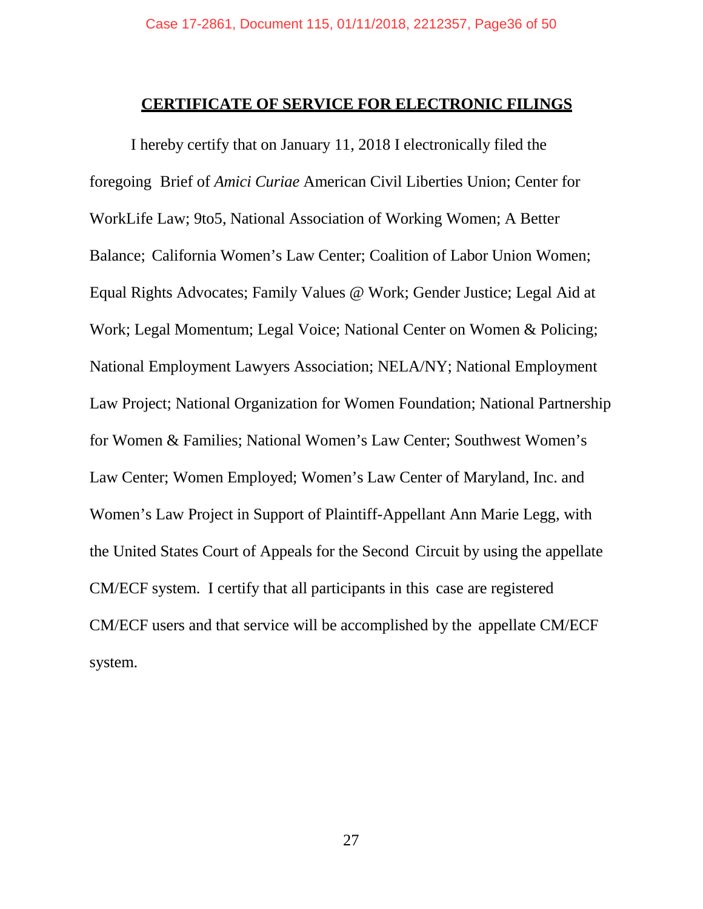## CERTIFICATE OF SERVICE FOR ELECTRONIC FILINGS

I hereby certify that on January 11, 2018 I electronically filed the foregoing Brief of *Amici Curiae* American Civil Liberties Union; Center for WorkLife Law; 9to5, National Association of Working Women; A Better Balance; California Women's Law Center; Coalition of Labor Union Women; Equal Rights Advocates; Family Values @ Work; Gender Justice; Legal Aid at Work; Legal Momentum; Legal Voice; National Center on Women & Policing; National Employment Lawyers Association; NELA/NY; National Employment Law Project; National Organization for Women Foundation; National Partnership for Women & Families; National Women's Law Center; Southwest Women's Law Center; Women Employed; Women's Law Center of Maryland, Inc. and Women's Law Project in Support of Plaintiff-Appellant Ann Marie Legg, with the United States Court of Appeals for the Second Circuit by using the appellate CM/ECF system. I certify that all participants in this case are registered CM/ECF users and that service will be accomplished by the appellate CM/ECF system.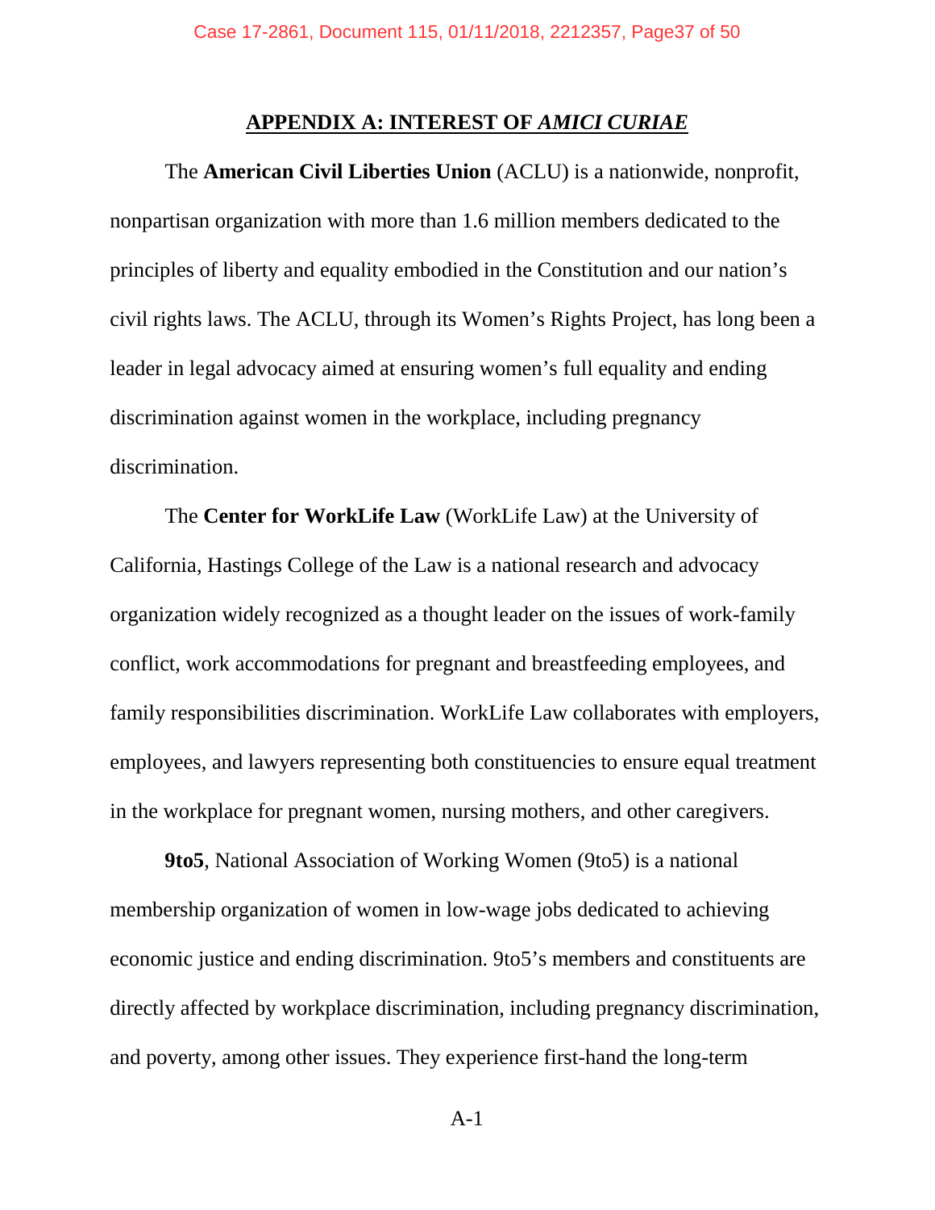## APPENDIX A: INTEREST OF *AMICI CURIAE*

The **American Civil Liberties Union** (ACLU) is a nationwide, nonprofit, nonpartisan organization with more than 1.6 million members dedicated to the principles of liberty and equality embodied in the Constitution and our nation's civil rights laws. The ACLU, through its Women's Rights Project, has long been a leader in legal advocacy aimed at ensuring women's full equality and ending discrimination against women in the workplace, including pregnancy discrimination.

The **Center for WorkLife Law** (WorkLife Law) at the University of California, Hastings College of the Law is a national research and advocacy organization widely recognized as a thought leader on the issues of work-family conflict, work accommodations for pregnant and breastfeeding employees, and family responsibilities discrimination. WorkLife Law collaborates with employers, employees, and lawyers representing both constituencies to ensure equal treatment in the workplace for pregnant women, nursing mothers, and other caregivers.

**9to5**, National Association of Working Women (9to5) is a national membership organization of women in low-wage jobs dedicated to achieving economic justice and ending discrimination. 9to5's members and constituents are directly affected by workplace discrimination, including pregnancy discrimination, and poverty, among other issues. They experience first-hand the long-term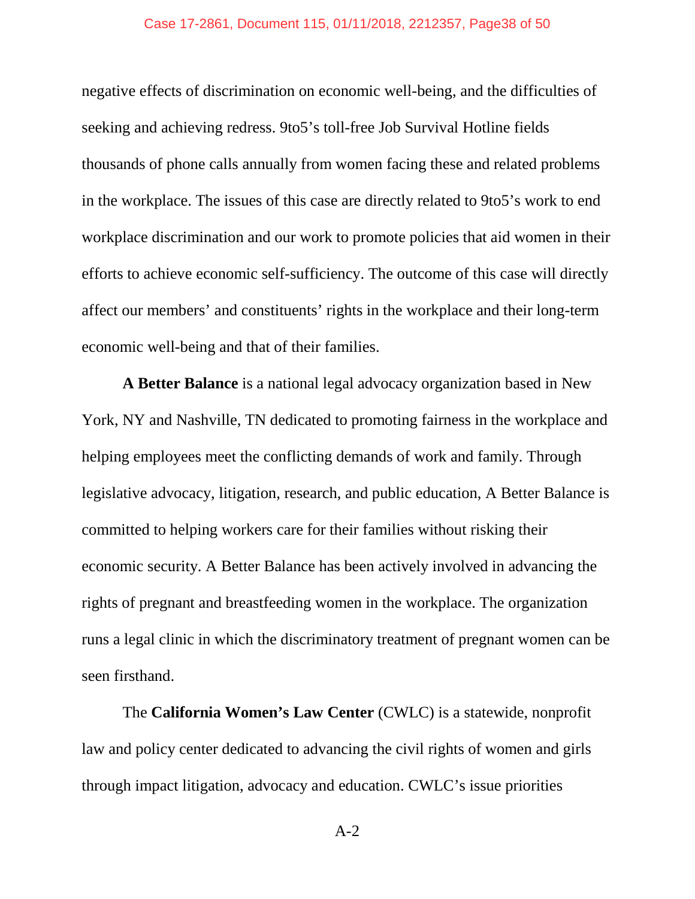negative effects of discrimination on economic well-being, and the difficulties of seeking and achieving redress. 9to5's toll-free Job Survival Hotline fields thousands of phone calls annually from women facing these and related problems in the workplace. The issues of this case are directly related to 9to5's work to end workplace discrimination and our work to promote policies that aid women in their efforts to achieve economic self-sufficiency. The outcome of this case will directly affect our members' and constituents' rights in the workplace and their long-term economic well-being and that of their families.

**A Better Balance** is a national legal advocacy organization based in New York, NY and Nashville, TN dedicated to promoting fairness in the workplace and helping employees meet the conflicting demands of work and family. Through legislative advocacy, litigation, research, and public education, A Better Balance is committed to helping workers care for their families without risking their economic security. A Better Balance has been actively involved in advancing the rights of pregnant and breastfeeding women in the workplace. The organization runs a legal clinic in which the discriminatory treatment of pregnant women can be seen firsthand.

The **California Women's Law Center** (CWLC) is a statewide, nonprofit law and policy center dedicated to advancing the civil rights of women and girls through impact litigation, advocacy and education. CWLC's issue priorities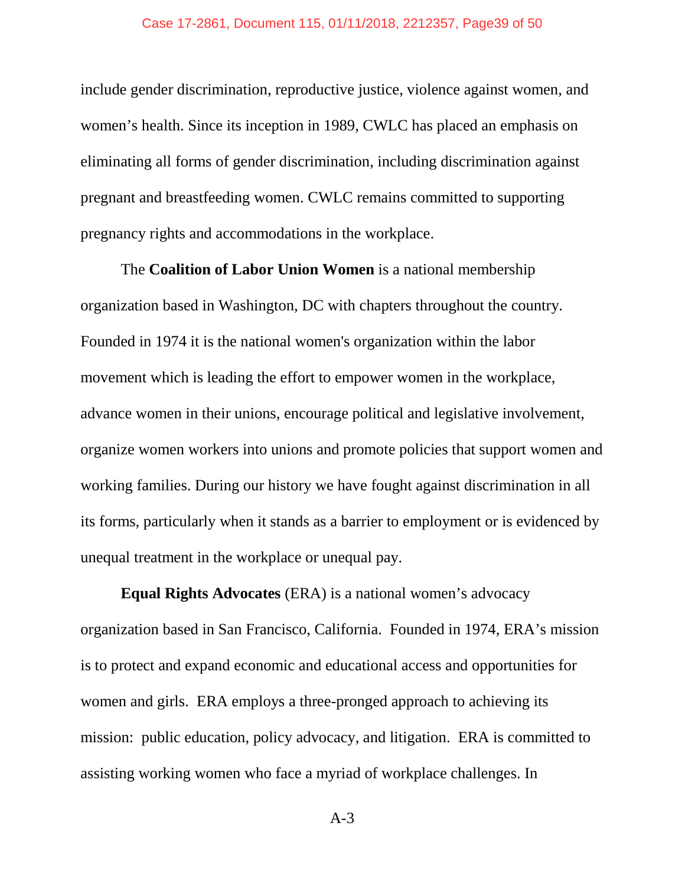include gender discrimination, reproductive justice, violence against women, and women's health. Since its inception in 1989, CWLC has placed an emphasis on eliminating all forms of gender discrimination, including discrimination against pregnant and breastfeeding women. CWLC remains committed to supporting pregnancy rights and accommodations in the workplace.

The **Coalition of Labor Union Women** is a national membership organization based in Washington, DC with chapters throughout the country. Founded in 1974 it is the national women's organization within the labor movement which is leading the effort to empower women in the workplace, advance women in their unions, encourage political and legislative involvement, organize women workers into unions and promote policies that support women and working families. During our history we have fought against discrimination in all its forms, particularly when it stands as a barrier to employment or is evidenced by unequal treatment in the workplace or unequal pay.

**Equal Rights Advocates** (ERA) is a national women's advocacy organization based in San Francisco, California. Founded in 1974, ERA's mission is to protect and expand economic and educational access and opportunities for women and girls. ERA employs a three-pronged approach to achieving its mission: public education, policy advocacy, and litigation. ERA is committed to assisting working women who face a myriad of workplace challenges. In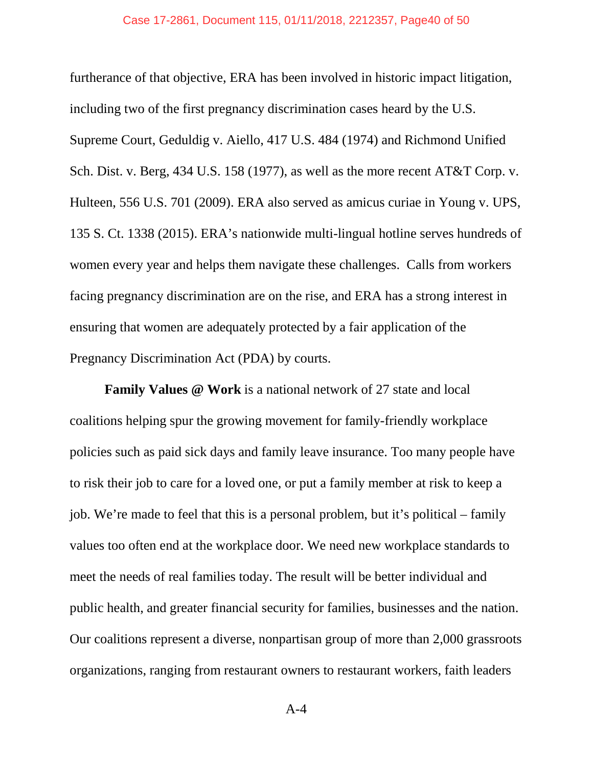furtherance of that objective, ERA has been involved in historic impact litigation, including two of the first pregnancy discrimination cases heard by the U.S. Supreme Court, Geduldig v. Aiello, 417 U.S. 484 (1974) and Richmond Unified Sch. Dist. v. Berg, 434 U.S. 158 (1977), as well as the more recent AT&T Corp. v. Hulteen, 556 U.S. 701 (2009). ERA also served as amicus curiae in Young v. UPS, 135 S. Ct. 1338 (2015). ERA's nationwide multi-lingual hotline serves hundreds of women every year and helps them navigate these challenges. Calls from workers facing pregnancy discrimination are on the rise, and ERA has a strong interest in ensuring that women are adequately protected by a fair application of the Pregnancy Discrimination Act (PDA) by courts.

**Family Values @ Work** is a national network of 27 state and local coalitions helping spur the growing movement for family-friendly workplace policies such as paid sick days and family leave insurance. Too many people have to risk their job to care for a loved one, or put a family member at risk to keep a job. We're made to feel that this is a personal problem, but it's political – family values too often end at the workplace door. We need new workplace standards to meet the needs of real families today. The result will be better individual and public health, and greater financial security for families, businesses and the nation. Our coalitions represent a diverse, nonpartisan group of more than 2,000 grassroots organizations, ranging from restaurant owners to restaurant workers, faith leaders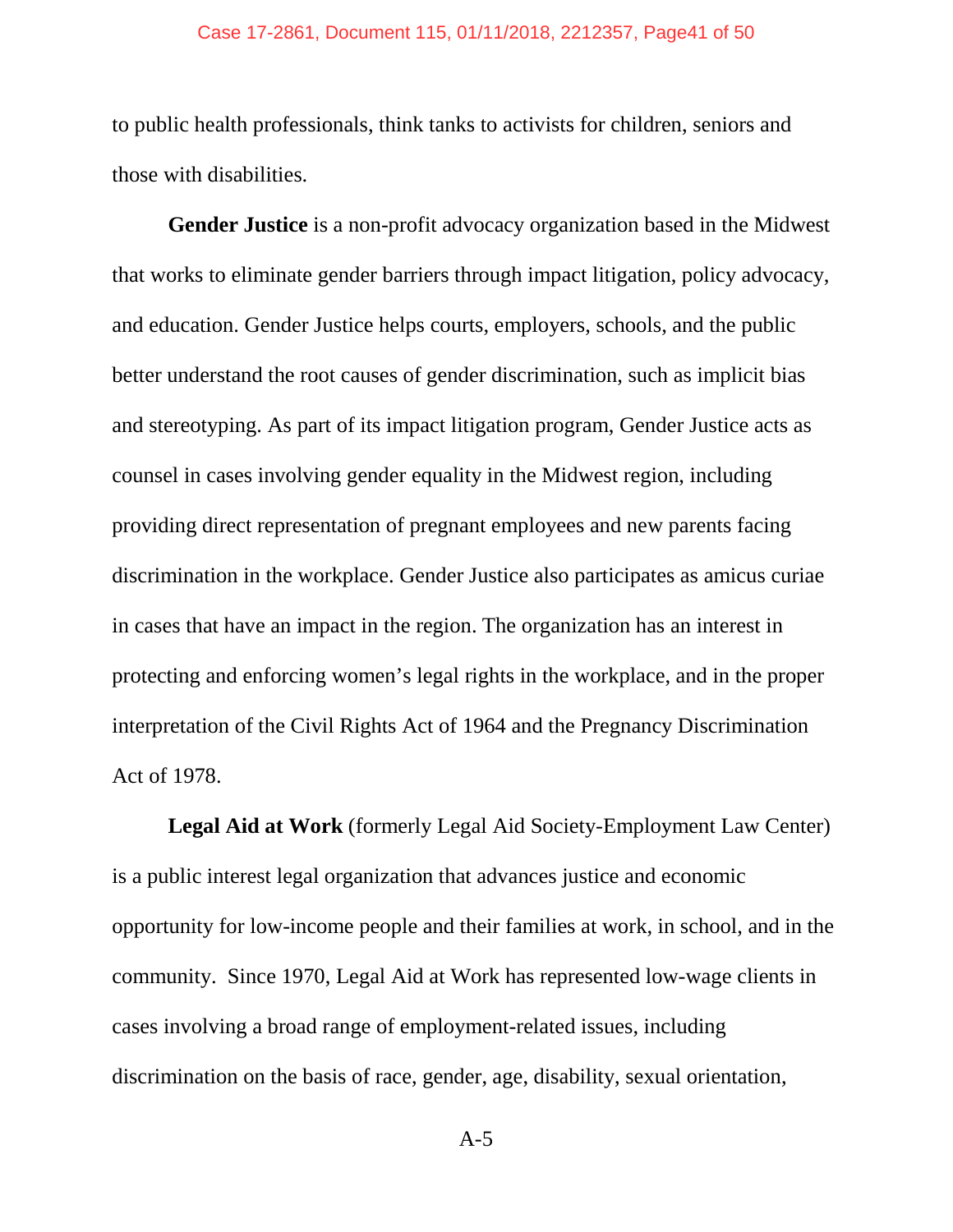to public health professionals, think tanks to activists for children, seniors and those with disabilities.

**Gender Justice** is a non-profit advocacy organization based in the Midwest that works to eliminate gender barriers through impact litigation, policy advocacy, and education. Gender Justice helps courts, employers, schools, and the public better understand the root causes of gender discrimination, such as implicit bias and stereotyping. As part of its impact litigation program, Gender Justice acts as counsel in cases involving gender equality in the Midwest region, including providing direct representation of pregnant employees and new parents facing discrimination in the workplace. Gender Justice also participates as amicus curiae in cases that have an impact in the region. The organization has an interest in protecting and enforcing women's legal rights in the workplace, and in the proper interpretation of the Civil Rights Act of 1964 and the Pregnancy Discrimination Act of 1978.

**Legal Aid at Work** (formerly Legal Aid Society-Employment Law Center) is a public interest legal organization that advances justice and economic opportunity for low-income people and their families at work, in school, and in the community. Since 1970, Legal Aid at Work has represented low-wage clients in cases involving a broad range of employment-related issues, including discrimination on the basis of race, gender, age, disability, sexual orientation,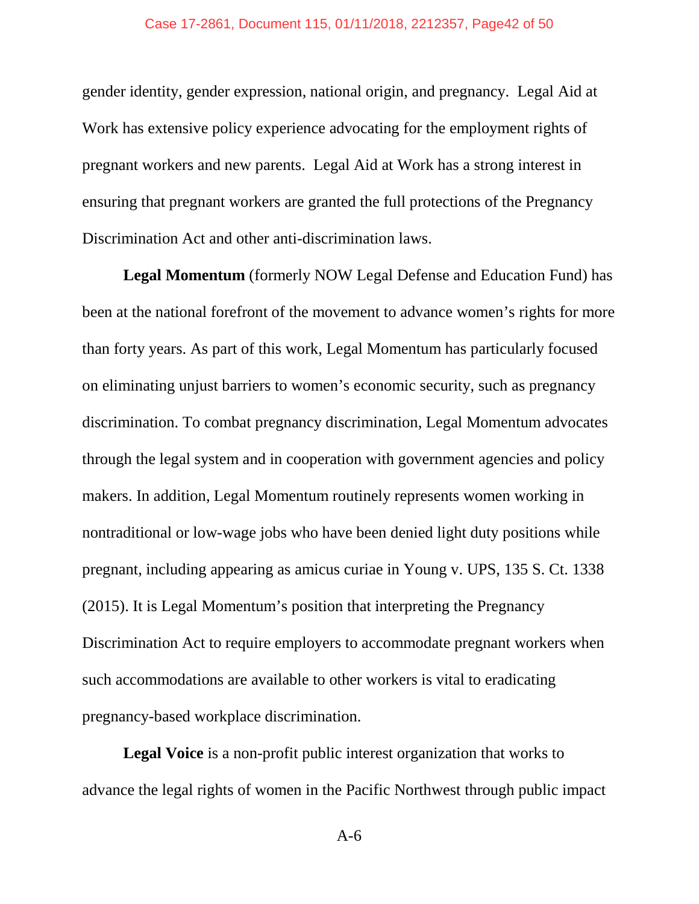gender identity, gender expression, national origin, and pregnancy. Legal Aid at Work has extensive policy experience advocating for the employment rights of pregnant workers and new parents. Legal Aid at Work has a strong interest in ensuring that pregnant workers are granted the full protections of the Pregnancy Discrimination Act and other anti-discrimination laws.

**Legal Momentum** (formerly NOW Legal Defense and Education Fund) has been at the national forefront of the movement to advance women's rights for more than forty years. As part of this work, Legal Momentum has particularly focused on eliminating unjust barriers to women's economic security, such as pregnancy discrimination. To combat pregnancy discrimination, Legal Momentum advocates through the legal system and in cooperation with government agencies and policy makers. In addition, Legal Momentum routinely represents women working in nontraditional or low-wage jobs who have been denied light duty positions while pregnant, including appearing as amicus curiae in Young v. UPS, 135 S. Ct. 1338 (2015). It is Legal Momentum's position that interpreting the Pregnancy Discrimination Act to require employers to accommodate pregnant workers when such accommodations are available to other workers is vital to eradicating pregnancy-based workplace discrimination.

**Legal Voice** is a non-profit public interest organization that works to advance the legal rights of women in the Pacific Northwest through public impact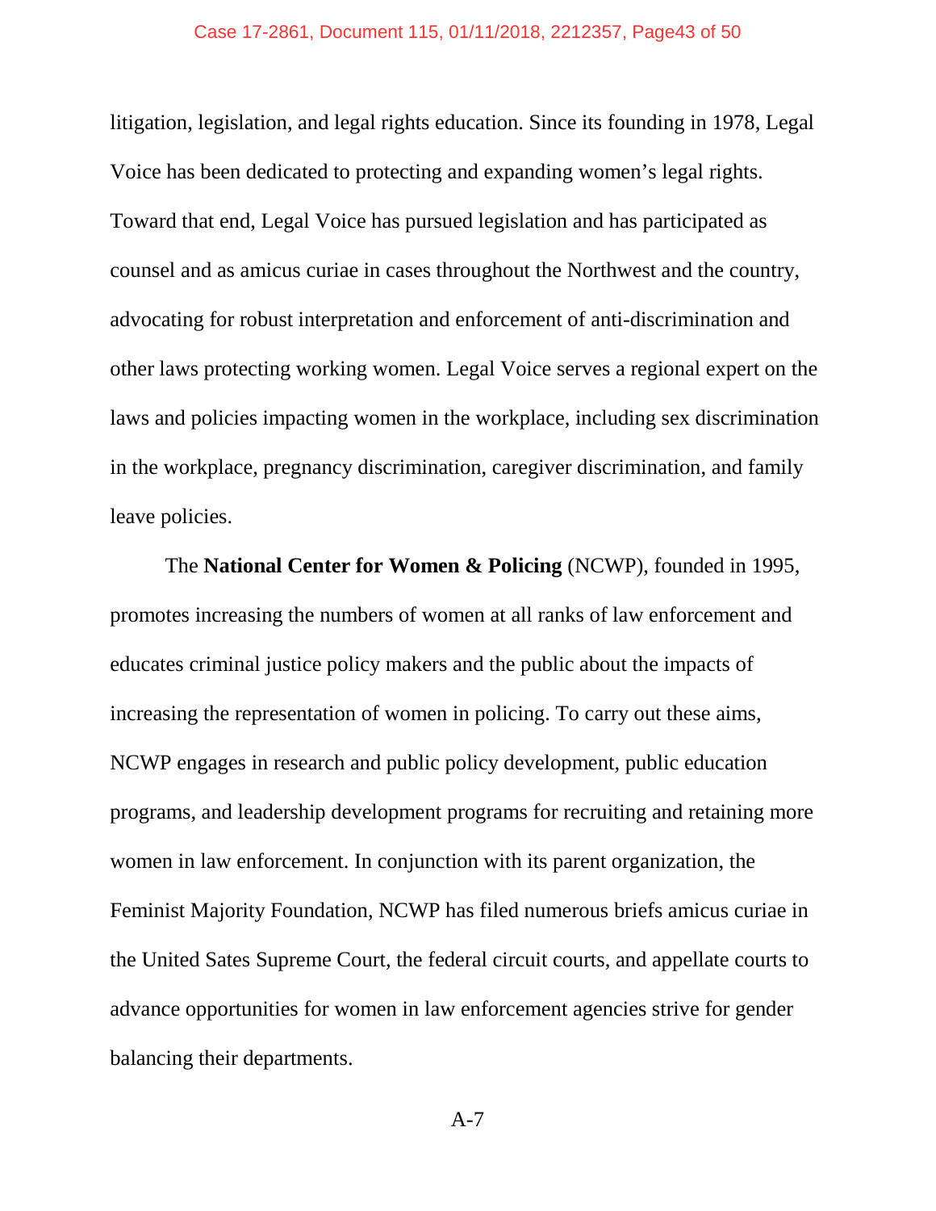litigation, legislation, and legal rights education. Since its founding in 1978, Legal Voice has been dedicated to protecting and expanding women's legal rights. Toward that end, Legal Voice has pursued legislation and has participated as counsel and as amicus curiae in cases throughout the Northwest and the country, advocating for robust interpretation and enforcement of anti-discrimination and other laws protecting working women. Legal Voice serves a regional expert on the laws and policies impacting women in the workplace, including sex discrimination in the workplace, pregnancy discrimination, caregiver discrimination, and family leave policies.

The **National Center for Women & Policing** (NCWP), founded in 1995, promotes increasing the numbers of women at all ranks of law enforcement and educates criminal justice policy makers and the public about the impacts of increasing the representation of women in policing. To carry out these aims, NCWP engages in research and public policy development, public education programs, and leadership development programs for recruiting and retaining more women in law enforcement. In conjunction with its parent organization, the Feminist Majority Foundation, NCWP has filed numerous briefs amicus curiae in the United Sates Supreme Court, the federal circuit courts, and appellate courts to advance opportunities for women in law enforcement agencies strive for gender balancing their departments.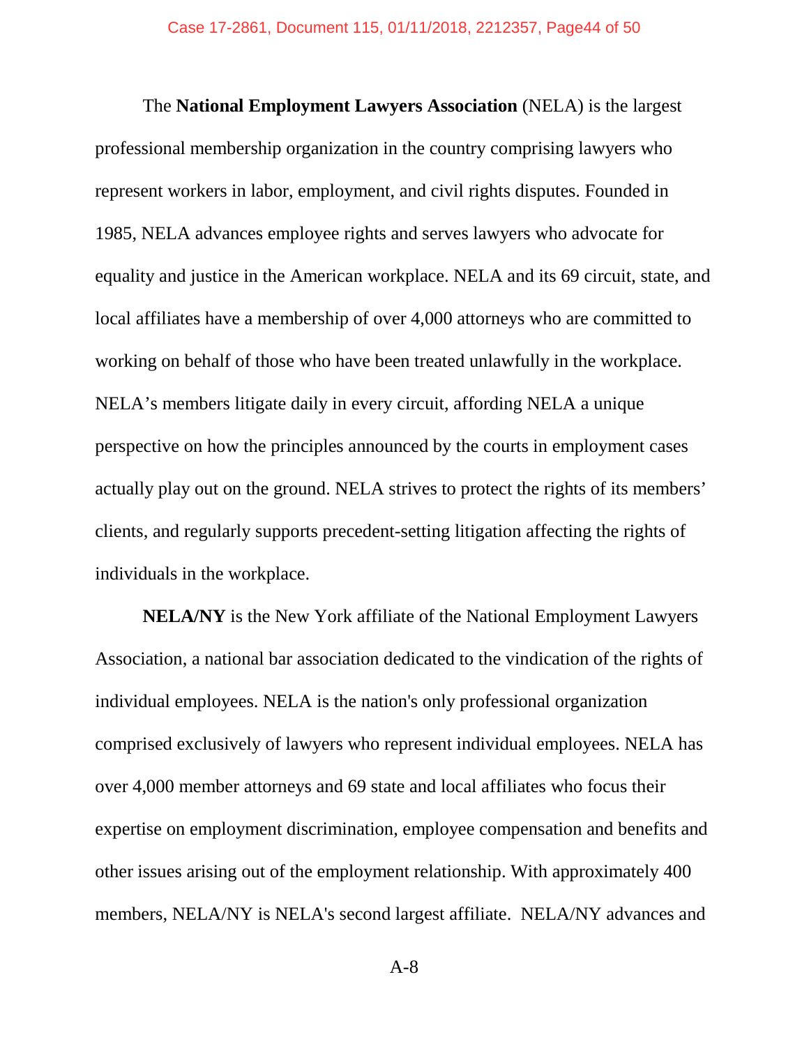The **National Employment Lawyers Association** (NELA) is the largest professional membership organization in the country comprising lawyers who represent workers in labor, employment, and civil rights disputes. Founded in 1985, NELA advances employee rights and serves lawyers who advocate for equality and justice in the American workplace. NELA and its 69 circuit, state, and local affiliates have a membership of over 4,000 attorneys who are committed to working on behalf of those who have been treated unlawfully in the workplace. NELA's members litigate daily in every circuit, affording NELA a unique perspective on how the principles announced by the courts in employment cases actually play out on the ground. NELA strives to protect the rights of its members' clients, and regularly supports precedent-setting litigation affecting the rights of individuals in the workplace.

**NELA/NY** is the New York affiliate of the National Employment Lawyers Association, a national bar association dedicated to the vindication of the rights of individual employees. NELA is the nation's only professional organization comprised exclusively of lawyers who represent individual employees. NELA has over 4,000 member attorneys and 69 state and local affiliates who focus their expertise on employment discrimination, employee compensation and benefits and other issues arising out of the employment relationship. With approximately 400 members, NELA/NY is NELA's second largest affiliate. NELA/NY advances and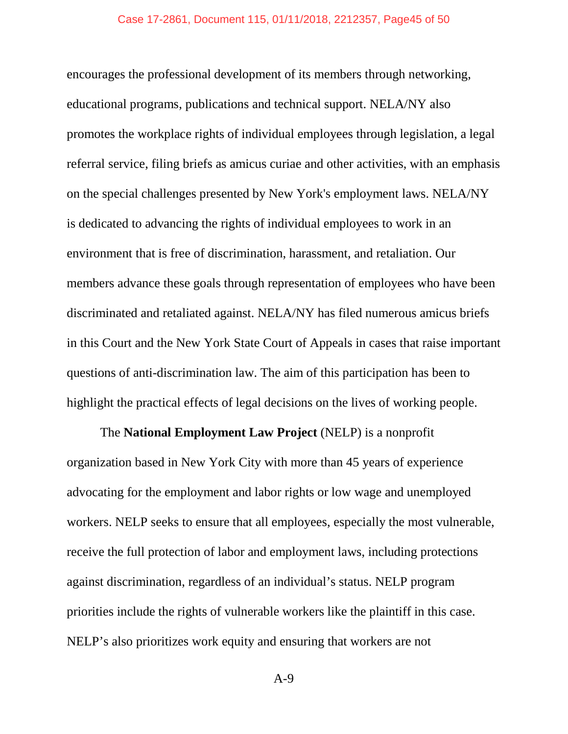encourages the professional development of its members through networking, educational programs, publications and technical support. NELA/NY also promotes the workplace rights of individual employees through legislation, a legal referral service, filing briefs as amicus curiae and other activities, with an emphasis on the special challenges presented by New York's employment laws. NELA/NY is dedicated to advancing the rights of individual employees to work in an environment that is free of discrimination, harassment, and retaliation. Our members advance these goals through representation of employees who have been discriminated and retaliated against. NELA/NY has filed numerous amicus briefs in this Court and the New York State Court of Appeals in cases that raise important questions of anti-discrimination law. The aim of this participation has been to highlight the practical effects of legal decisions on the lives of working people.

The **National Employment Law Project** (NELP) is a nonprofit organization based in New York City with more than 45 years of experience advocating for the employment and labor rights or low wage and unemployed workers. NELP seeks to ensure that all employees, especially the most vulnerable, receive the full protection of labor and employment laws, including protections against discrimination, regardless of an individual's status. NELP program priorities include the rights of vulnerable workers like the plaintiff in this case. NELP's also prioritizes work equity and ensuring that workers are not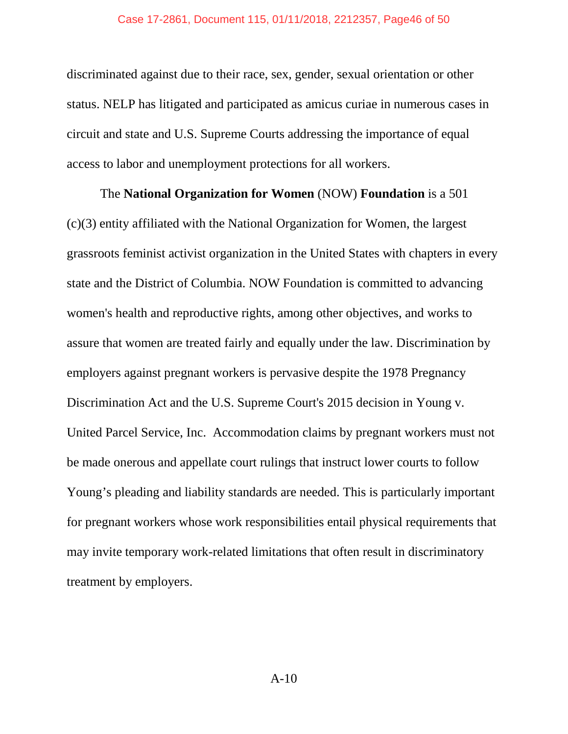discriminated against due to their race, sex, gender, sexual orientation or other status. NELP has litigated and participated as amicus curiae in numerous cases in circuit and state and U.S. Supreme Courts addressing the importance of equal access to labor and unemployment protections for all workers.

The **National Organization for Women** (NOW) **Foundation** is a 501 (c)(3) entity affiliated with the National Organization for Women, the largest grassroots feminist activist organization in the United States with chapters in every state and the District of Columbia. NOW Foundation is committed to advancing women's health and reproductive rights, among other objectives, and works to assure that women are treated fairly and equally under the law. Discrimination by employers against pregnant workers is pervasive despite the 1978 Pregnancy Discrimination Act and the U.S. Supreme Court's 2015 decision in Young v. United Parcel Service, Inc. Accommodation claims by pregnant workers must not be made onerous and appellate court rulings that instruct lower courts to follow Young's pleading and liability standards are needed. This is particularly important for pregnant workers whose work responsibilities entail physical requirements that may invite temporary work-related limitations that often result in discriminatory treatment by employers.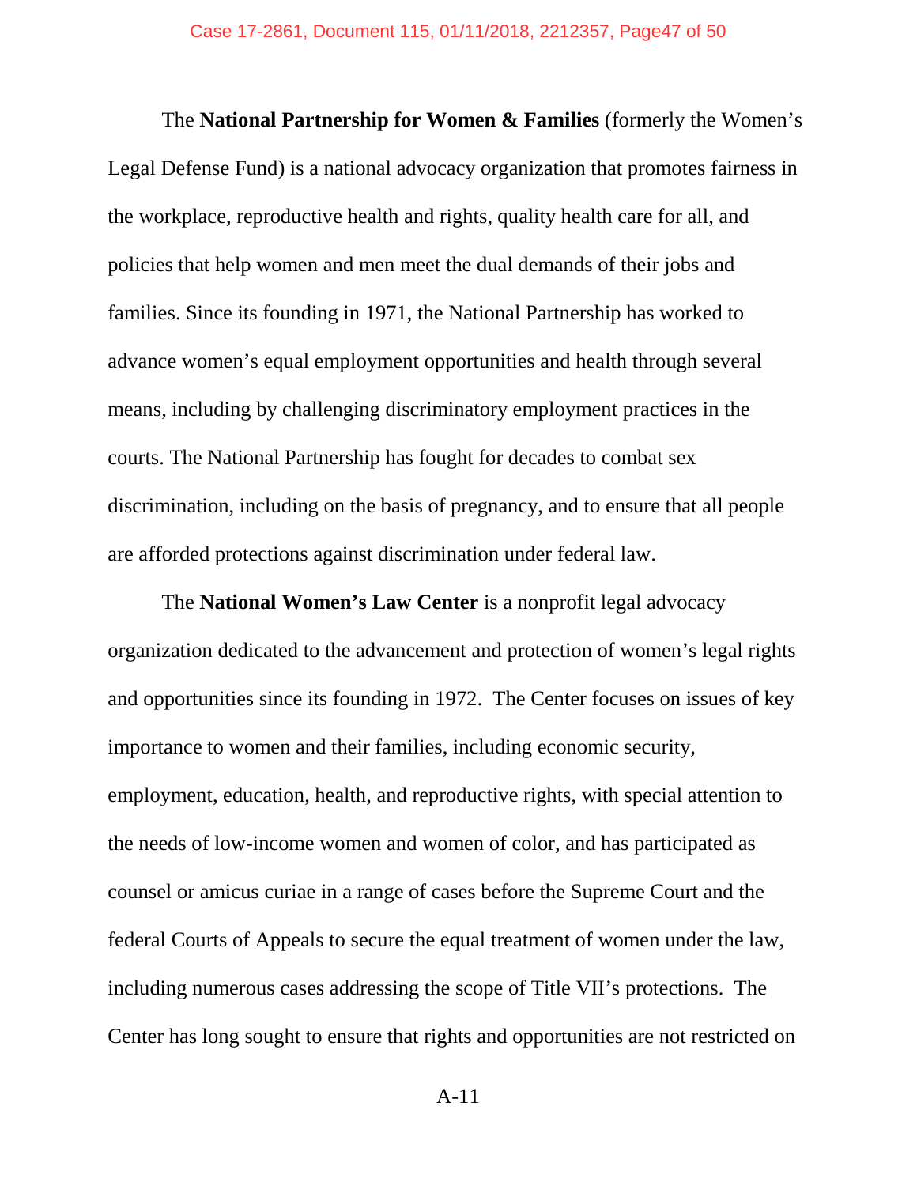The **National Partnership for Women & Families** (formerly the Women's Legal Defense Fund) is a national advocacy organization that promotes fairness in the workplace, reproductive health and rights, quality health care for all, and policies that help women and men meet the dual demands of their jobs and families. Since its founding in 1971, the National Partnership has worked to advance women's equal employment opportunities and health through several means, including by challenging discriminatory employment practices in the courts. The National Partnership has fought for decades to combat sex discrimination, including on the basis of pregnancy, and to ensure that all people are afforded protections against discrimination under federal law.

The **National Women's Law Center** is a nonprofit legal advocacy organization dedicated to the advancement and protection of women's legal rights and opportunities since its founding in 1972. The Center focuses on issues of key importance to women and their families, including economic security, employment, education, health, and reproductive rights, with special attention to the needs of low-income women and women of color, and has participated as counsel or amicus curiae in a range of cases before the Supreme Court and the federal Courts of Appeals to secure the equal treatment of women under the law, including numerous cases addressing the scope of Title VII's protections. The Center has long sought to ensure that rights and opportunities are not restricted on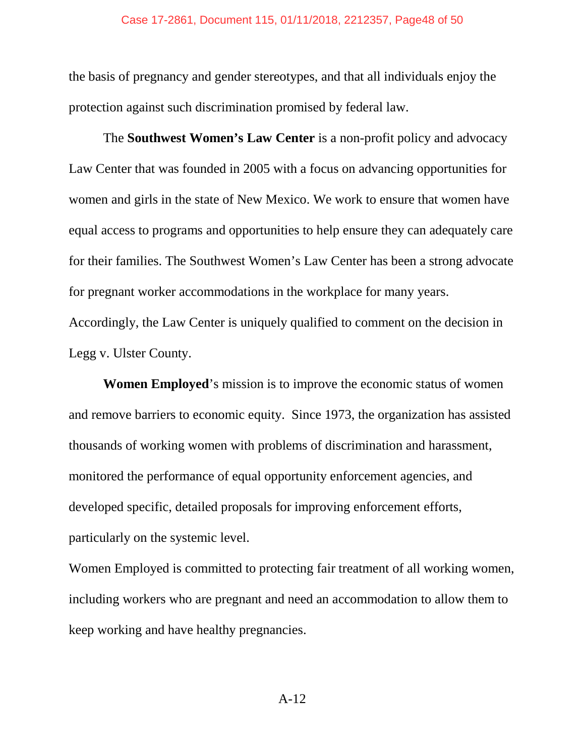the basis of pregnancy and gender stereotypes, and that all individuals enjoy the protection against such discrimination promised by federal law.

The **Southwest Women's Law Center** is a non-profit policy and advocacy Law Center that was founded in 2005 with a focus on advancing opportunities for women and girls in the state of New Mexico. We work to ensure that women have equal access to programs and opportunities to help ensure they can adequately care for their families. The Southwest Women's Law Center has been a strong advocate for pregnant worker accommodations in the workplace for many years. Accordingly, the Law Center is uniquely qualified to comment on the decision in Legg v. Ulster County.

**Women Employed**'s mission is to improve the economic status of women and remove barriers to economic equity. Since 1973, the organization has assisted thousands of working women with problems of discrimination and harassment, monitored the performance of equal opportunity enforcement agencies, and developed specific, detailed proposals for improving enforcement efforts, particularly on the systemic level.

Women Employed is committed to protecting fair treatment of all working women, including workers who are pregnant and need an accommodation to allow them to keep working and have healthy pregnancies.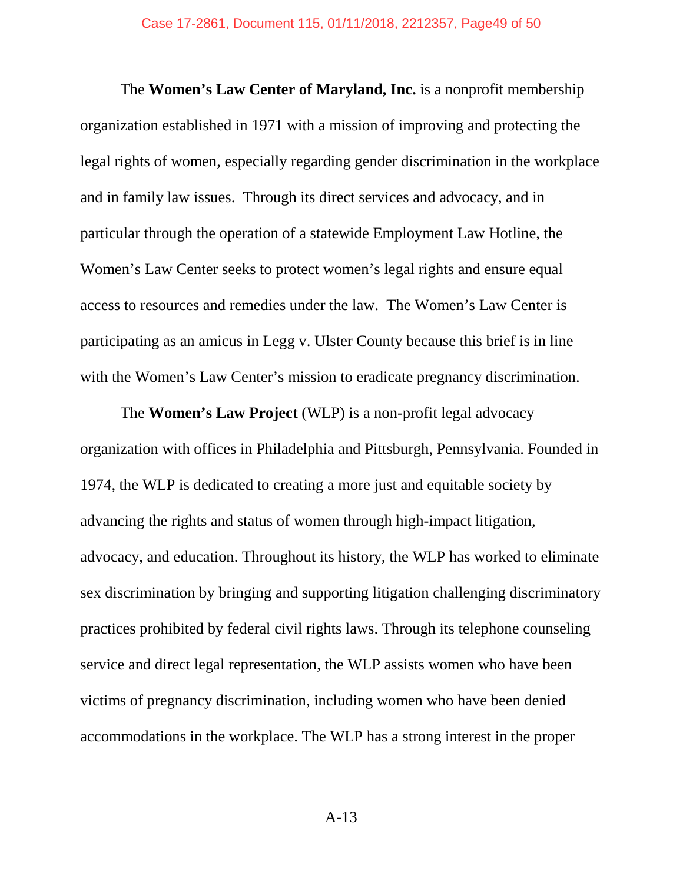The **Women's Law Center of Maryland, Inc.** is a nonprofit membership organization established in 1971 with a mission of improving and protecting the legal rights of women, especially regarding gender discrimination in the workplace and in family law issues. Through its direct services and advocacy, and in particular through the operation of a statewide Employment Law Hotline, the Women's Law Center seeks to protect women's legal rights and ensure equal access to resources and remedies under the law. The Women's Law Center is participating as an amicus in Legg v. Ulster County because this brief is in line with the Women's Law Center's mission to eradicate pregnancy discrimination.

The **Women's Law Project** (WLP) is a non-profit legal advocacy organization with offices in Philadelphia and Pittsburgh, Pennsylvania. Founded in 1974, the WLP is dedicated to creating a more just and equitable society by advancing the rights and status of women through high-impact litigation, advocacy, and education. Throughout its history, the WLP has worked to eliminate sex discrimination by bringing and supporting litigation challenging discriminatory practices prohibited by federal civil rights laws. Through its telephone counseling service and direct legal representation, the WLP assists women who have been victims of pregnancy discrimination, including women who have been denied accommodations in the workplace. The WLP has a strong interest in the proper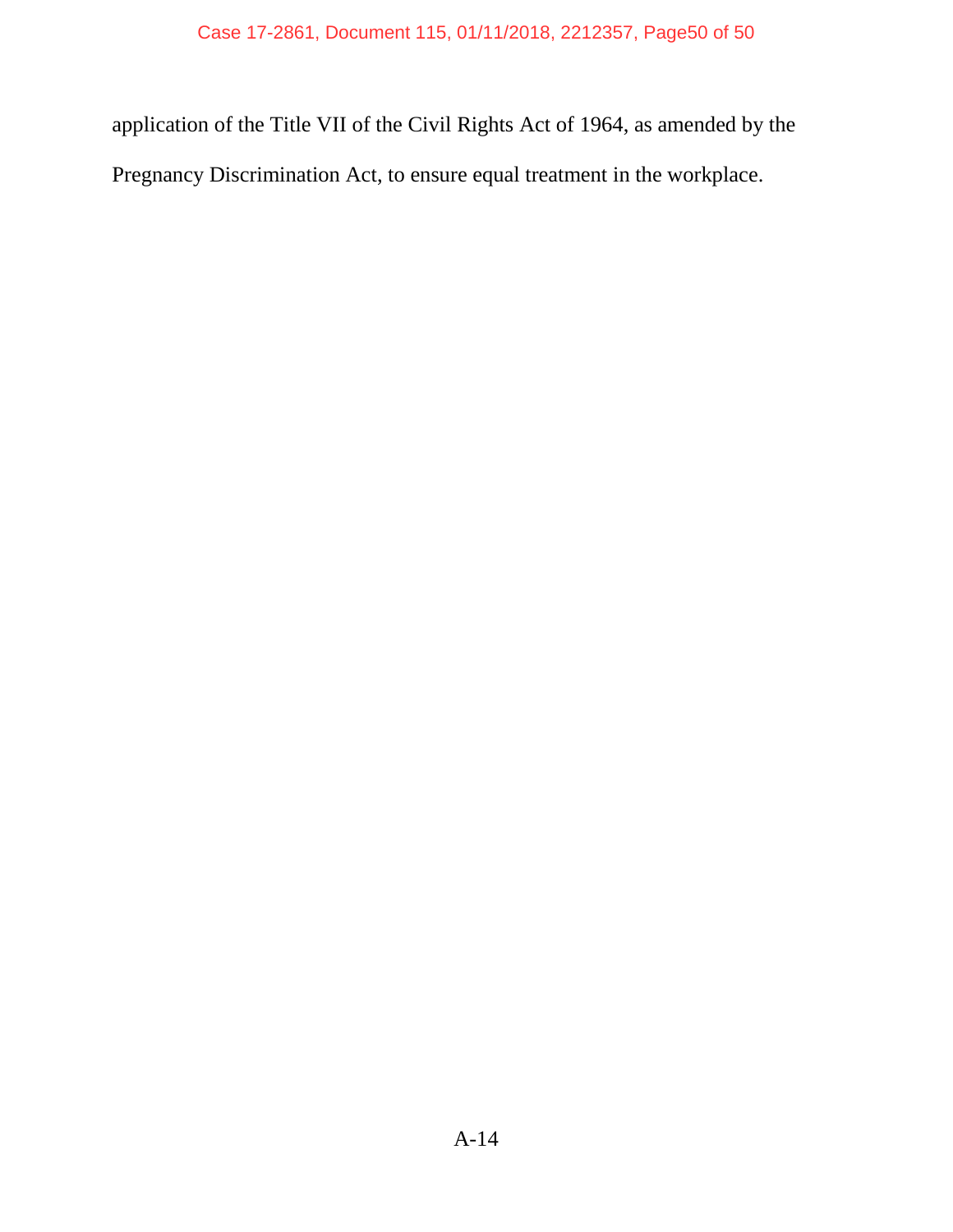application of the Title VII of the Civil Rights Act of 1964, as amended by the Pregnancy Discrimination Act, to ensure equal treatment in the workplace.